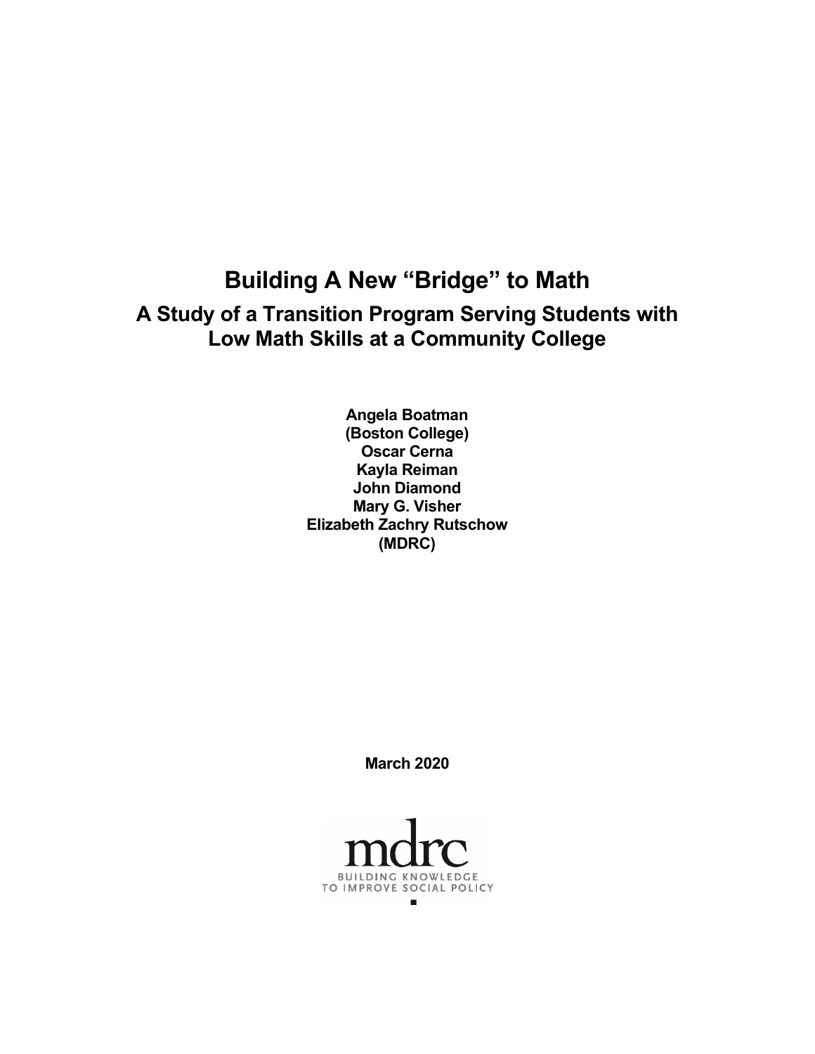# Building A New "Bridge" to Math

## A Study of a Transition Program Serving Students with Low Math Skills at a Community College

**Angela Boatman**
**(Boston College)**
**Oscar Cerna**
**Kayla Reiman**
**John Diamond**
**Mary G. Visher**
**Elizabeth Zachry Rutschow**
**(MDRC)**

**March 2020**

mdrc
BUILDING KNOWLEDGE TO IMPROVE SOCIAL POLICY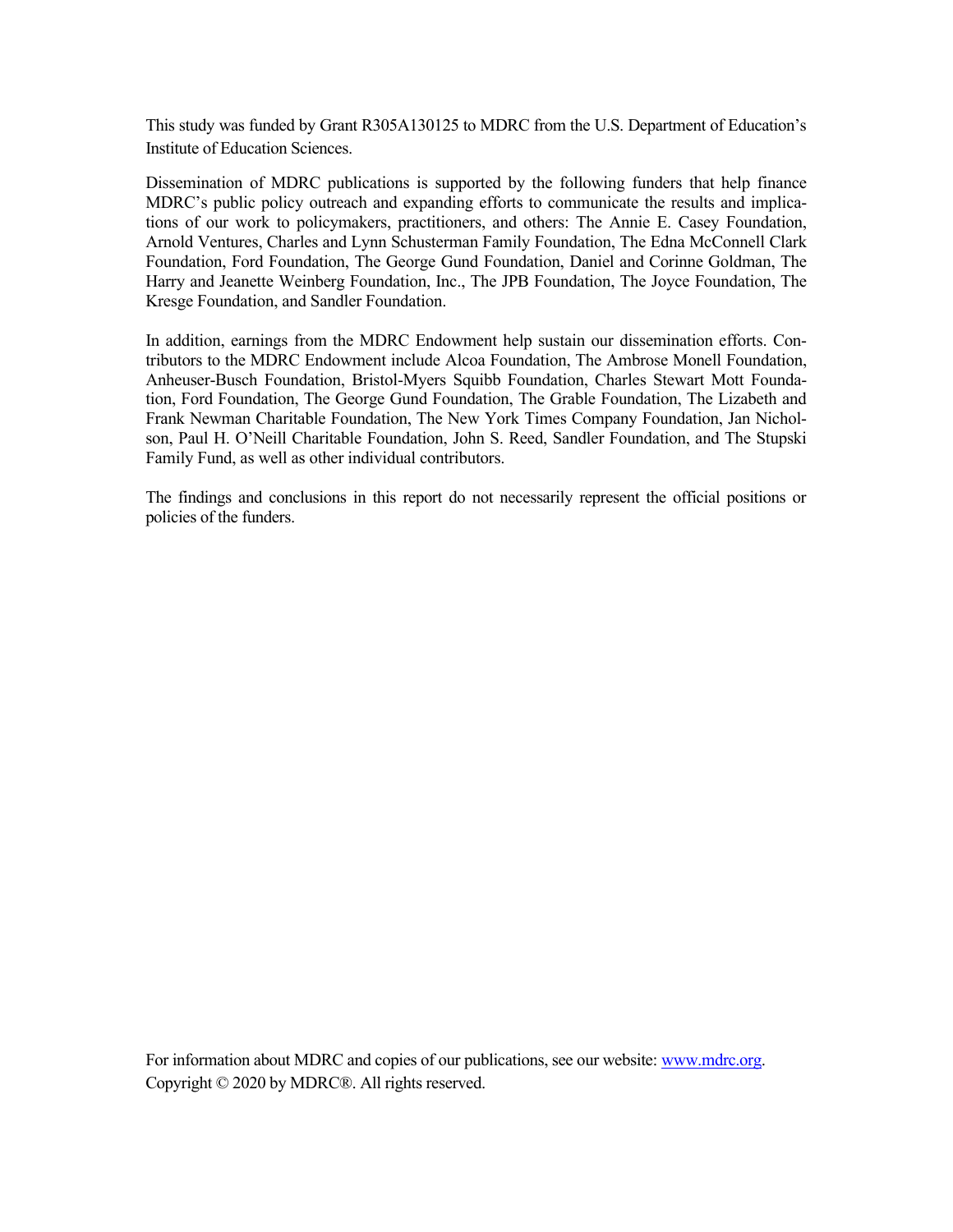This study was funded by Grant R305A130125 to MDRC from the U.S. Department of Education's Institute of Education Sciences.

Dissemination of MDRC publications is supported by the following funders that help finance MDRC's public policy outreach and expanding efforts to communicate the results and implications of our work to policymakers, practitioners, and others: The Annie E. Casey Foundation, Arnold Ventures, Charles and Lynn Schusterman Family Foundation, The Edna McConnell Clark Foundation, Ford Foundation, The George Gund Foundation, Daniel and Corinne Goldman, The Harry and Jeanette Weinberg Foundation, Inc., The JPB Foundation, The Joyce Foundation, The Kresge Foundation, and Sandler Foundation.

In addition, earnings from the MDRC Endowment help sustain our dissemination efforts. Contributors to the MDRC Endowment include Alcoa Foundation, The Ambrose Monell Foundation, Anheuser-Busch Foundation, Bristol-Myers Squibb Foundation, Charles Stewart Mott Foundation, Ford Foundation, The George Gund Foundation, The Grable Foundation, The Lizabeth and Frank Newman Charitable Foundation, The New York Times Company Foundation, Jan Nicholson, Paul H. O'Neill Charitable Foundation, John S. Reed, Sandler Foundation, and The Stupski Family Fund, as well as other individual contributors.

The findings and conclusions in this report do not necessarily represent the official positions or policies of the funders.

For information about MDRC and copies of our publications, see our website: www.mdrc.org.
Copyright © 2020 by MDRC®. All rights reserved.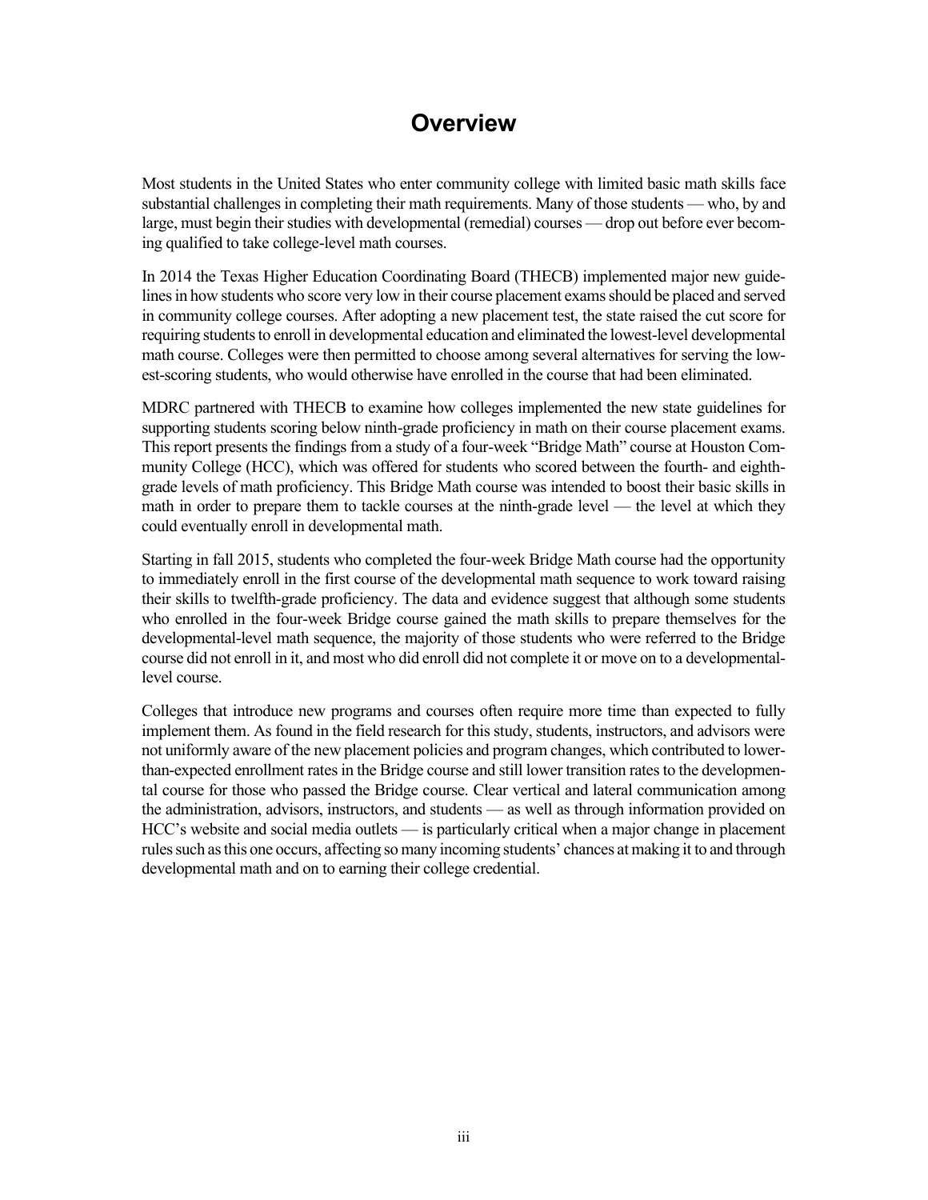# Overview

Most students in the United States who enter community college with limited basic math skills face substantial challenges in completing their math requirements. Many of those students — who, by and large, must begin their studies with developmental (remedial) courses — drop out before ever becoming qualified to take college-level math courses.

In 2014 the Texas Higher Education Coordinating Board (THECB) implemented major new guidelines in how students who score very low in their course placement exams should be placed and served in community college courses. After adopting a new placement test, the state raised the cut score for requiring students to enroll in developmental education and eliminated the lowest-level developmental math course. Colleges were then permitted to choose among several alternatives for serving the lowest-scoring students, who would otherwise have enrolled in the course that had been eliminated.

MDRC partnered with THECB to examine how colleges implemented the new state guidelines for supporting students scoring below ninth-grade proficiency in math on their course placement exams. This report presents the findings from a study of a four-week "Bridge Math" course at Houston Community College (HCC), which was offered for students who scored between the fourth- and eighth-grade levels of math proficiency. This Bridge Math course was intended to boost their basic skills in math in order to prepare them to tackle courses at the ninth-grade level — the level at which they could eventually enroll in developmental math.

Starting in fall 2015, students who completed the four-week Bridge Math course had the opportunity to immediately enroll in the first course of the developmental math sequence to work toward raising their skills to twelfth-grade proficiency. The data and evidence suggest that although some students who enrolled in the four-week Bridge course gained the math skills to prepare themselves for the developmental-level math sequence, the majority of those students who were referred to the Bridge course did not enroll in it, and most who did enroll did not complete it or move on to a developmental-level course.

Colleges that introduce new programs and courses often require more time than expected to fully implement them. As found in the field research for this study, students, instructors, and advisors were not uniformly aware of the new placement policies and program changes, which contributed to lower-than-expected enrollment rates in the Bridge course and still lower transition rates to the developmental course for those who passed the Bridge course. Clear vertical and lateral communication among the administration, advisors, instructors, and students — as well as through information provided on HCC's website and social media outlets — is particularly critical when a major change in placement rules such as this one occurs, affecting so many incoming students' chances at making it to and through developmental math and on to earning their college credential.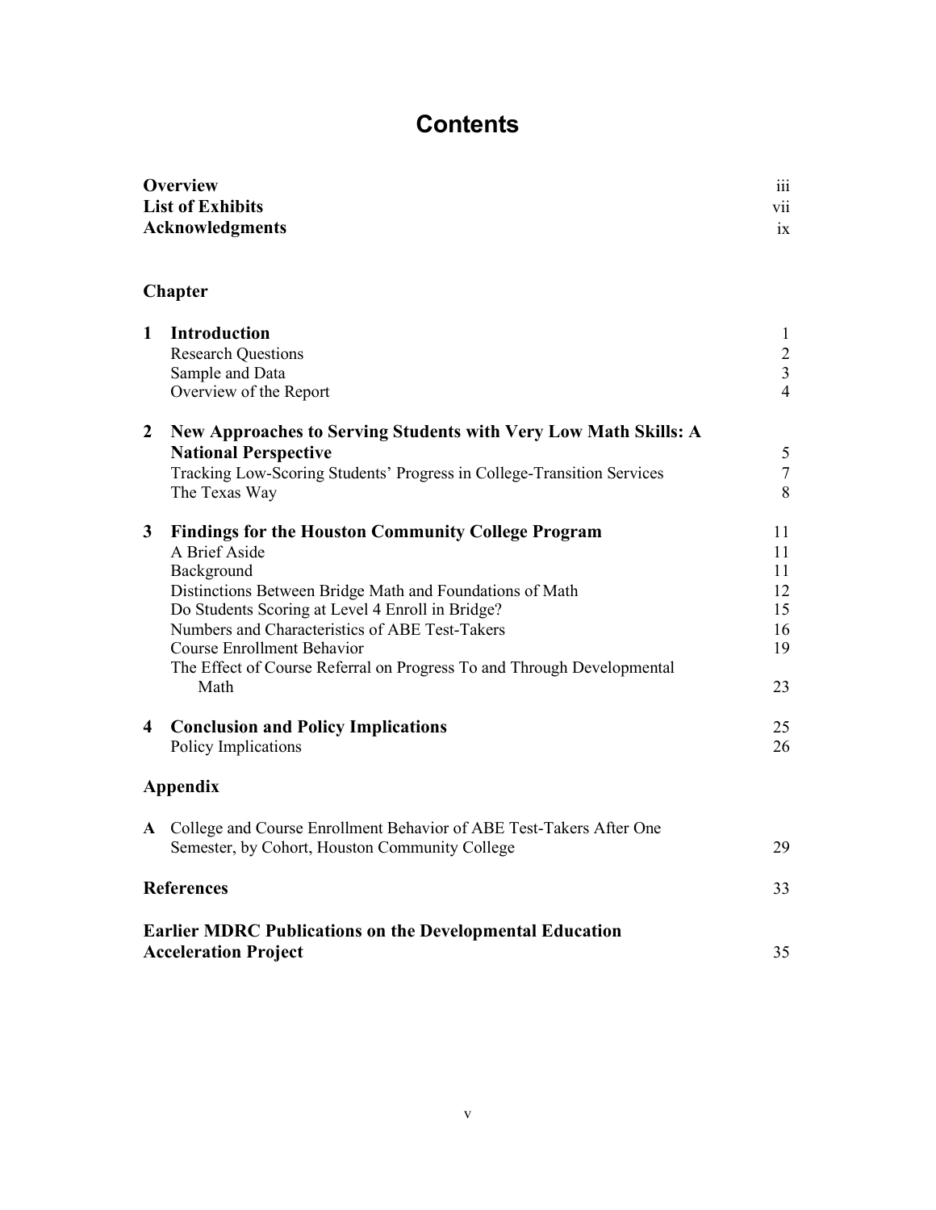# Contents

| | | |
|---|---|---|
| **Overview** | | iii |
| **List of Exhibits** | | vii |
| **Acknowledgments** | | ix |
| | | |
| **Chapter** | | |
| | | |
| **1** | **Introduction** | 1 |
| | Research Questions | 2 |
| | Sample and Data | 3 |
| | Overview of the Report | 4 |
| | | |
| **2** | **New Approaches to Serving Students with Very Low Math Skills: A National Perspective** | 5 |
| | Tracking Low-Scoring Students' Progress in College-Transition Services | 7 |
| | The Texas Way | 8 |
| | | |
| **3** | **Findings for the Houston Community College Program** | 11 |
| | A Brief Aside | 11 |
| | Background | 11 |
| | Distinctions Between Bridge Math and Foundations of Math | 12 |
| | Do Students Scoring at Level 4 Enroll in Bridge? | 15 |
| | Numbers and Characteristics of ABE Test-Takers | 16 |
| | Course Enrollment Behavior | 19 |
| | The Effect of Course Referral on Progress To and Through Developmental Math | 23 |
| | | |
| **4** | **Conclusion and Policy Implications** | 25 |
| | Policy Implications | 26 |
| | | |
| **Appendix** | | |
| | | |
| **A** | College and Course Enrollment Behavior of ABE Test-Takers After One Semester, by Cohort, Houston Community College | 29 |
| | | |
| **References** | | 33 |
| | | |
| **Earlier MDRC Publications on the Developmental Education Acceleration Project** | | 35 |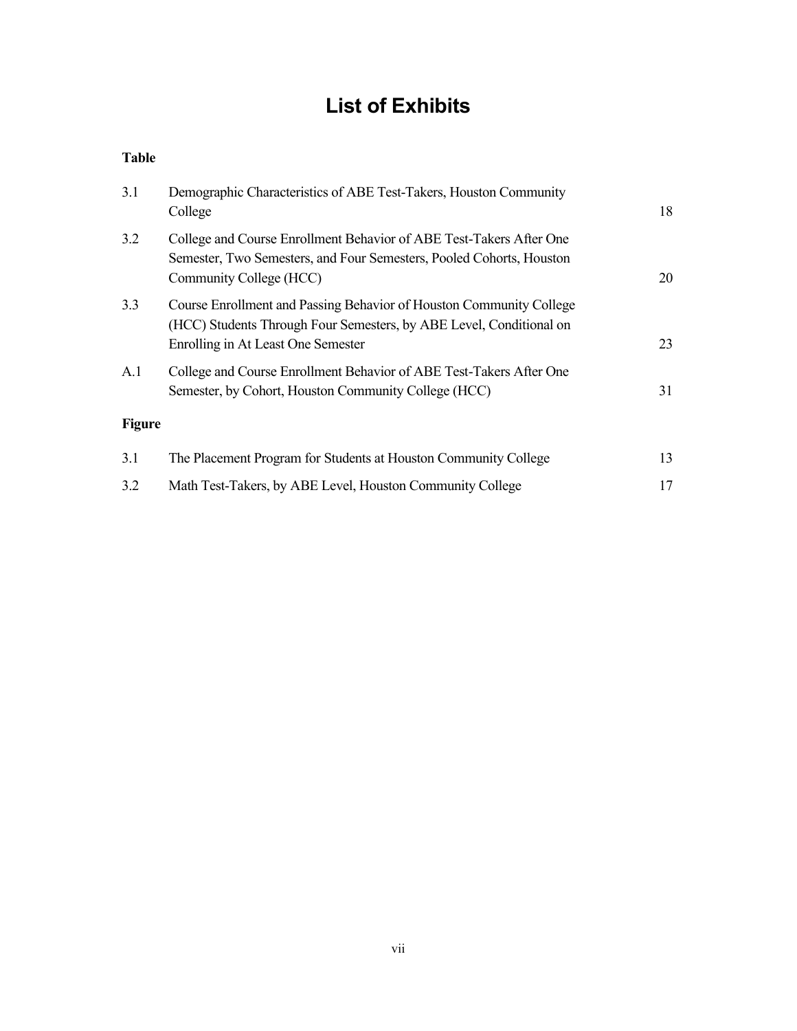# List of Exhibits

**Table**

| | | |
|---|---|---|
| 3.1 | Demographic Characteristics of ABE Test-Takers, Houston Community College | 18 |
| 3.2 | College and Course Enrollment Behavior of ABE Test-Takers After One Semester, Two Semesters, and Four Semesters, Pooled Cohorts, Houston Community College (HCC) | 20 |
| 3.3 | Course Enrollment and Passing Behavior of Houston Community College (HCC) Students Through Four Semesters, by ABE Level, Conditional on Enrolling in At Least One Semester | 23 |
| A.1 | College and Course Enrollment Behavior of ABE Test-Takers After One Semester, by Cohort, Houston Community College (HCC) | 31 |

**Figure**

| | | |
|---|---|---|
| 3.1 | The Placement Program for Students at Houston Community College | 13 |
| 3.2 | Math Test-Takers, by ABE Level, Houston Community College | 17 |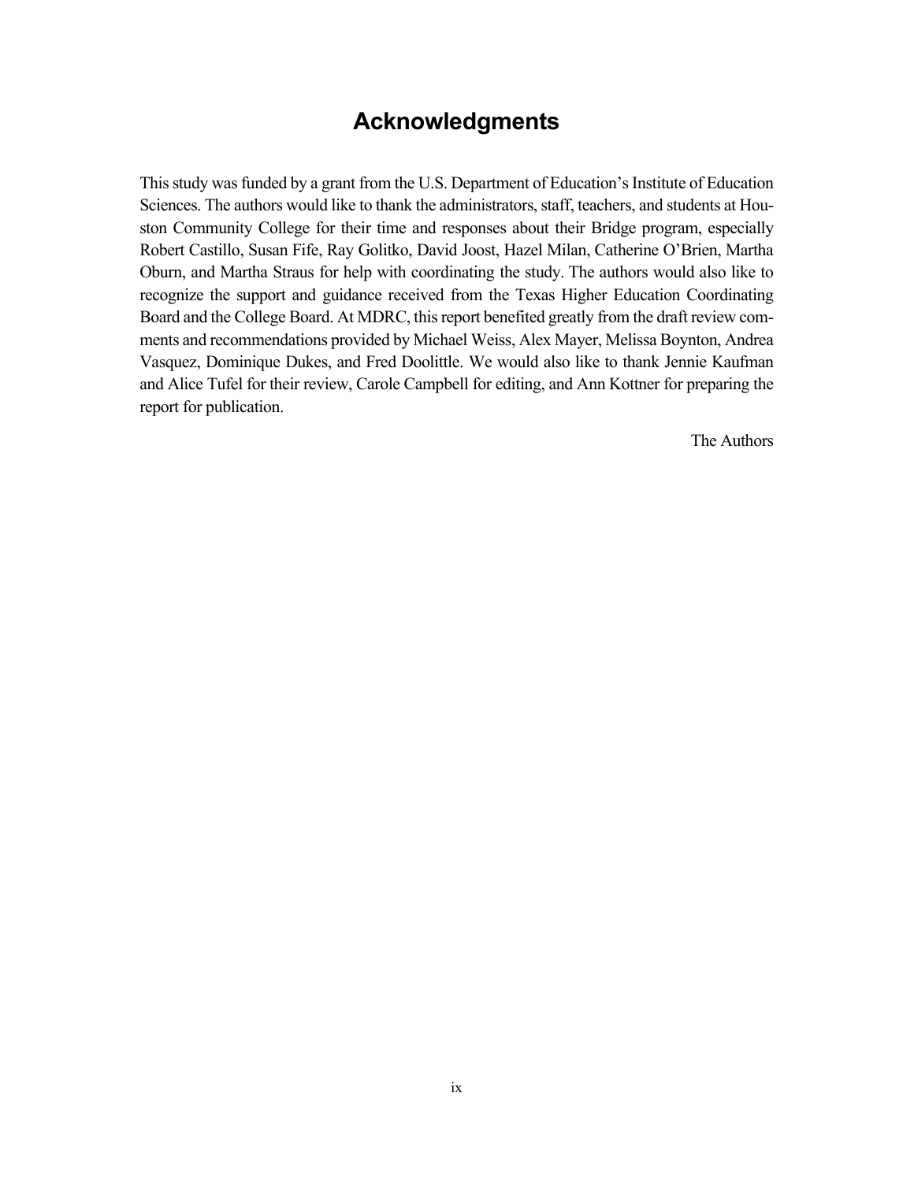# Acknowledgments

This study was funded by a grant from the U.S. Department of Education's Institute of Education Sciences. The authors would like to thank the administrators, staff, teachers, and students at Houston Community College for their time and responses about their Bridge program, especially Robert Castillo, Susan Fife, Ray Golitko, David Joost, Hazel Milan, Catherine O'Brien, Martha Oburn, and Martha Straus for help with coordinating the study. The authors would also like to recognize the support and guidance received from the Texas Higher Education Coordinating Board and the College Board. At MDRC, this report benefited greatly from the draft review comments and recommendations provided by Michael Weiss, Alex Mayer, Melissa Boynton, Andrea Vasquez, Dominique Dukes, and Fred Doolittle. We would also like to thank Jennie Kaufman and Alice Tufel for their review, Carole Campbell for editing, and Ann Kottner for preparing the report for publication.

The Authors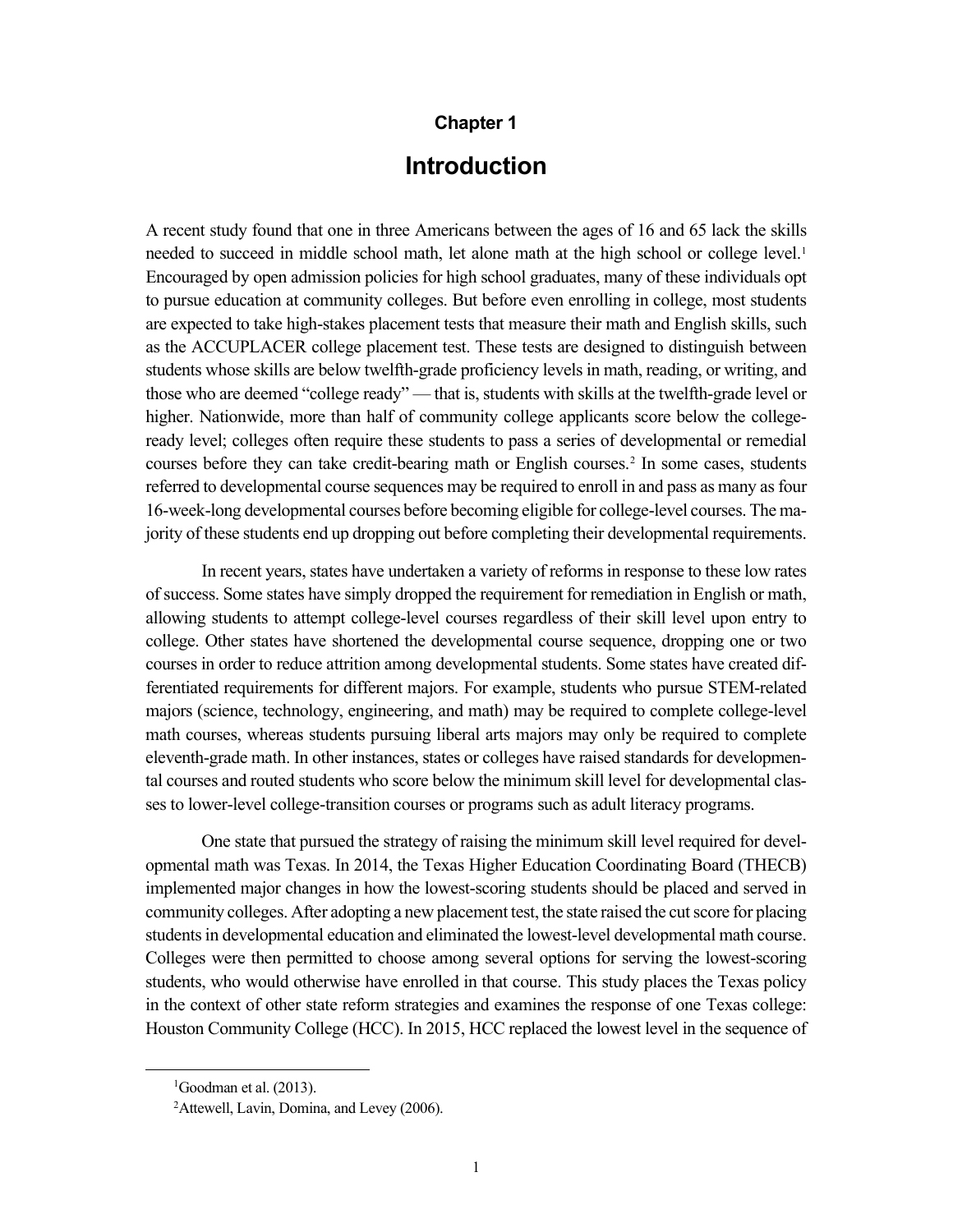# Chapter 1

## Introduction

A recent study found that one in three Americans between the ages of 16 and 65 lack the skills needed to succeed in middle school math, let alone math at the high school or college level.[1] Encouraged by open admission policies for high school graduates, many of these individuals opt to pursue education at community colleges. But before even enrolling in college, most students are expected to take high-stakes placement tests that measure their math and English skills, such as the ACCUPLACER college placement test. These tests are designed to distinguish between students whose skills are below twelfth-grade proficiency levels in math, reading, or writing, and those who are deemed "college ready" — that is, students with skills at the twelfth-grade level or higher. Nationwide, more than half of community college applicants score below the college-ready level; colleges often require these students to pass a series of developmental or remedial courses before they can take credit-bearing math or English courses.[2] In some cases, students referred to developmental course sequences may be required to enroll in and pass as many as four 16-week-long developmental courses before becoming eligible for college-level courses. The majority of these students end up dropping out before completing their developmental requirements.

In recent years, states have undertaken a variety of reforms in response to these low rates of success. Some states have simply dropped the requirement for remediation in English or math, allowing students to attempt college-level courses regardless of their skill level upon entry to college. Other states have shortened the developmental course sequence, dropping one or two courses in order to reduce attrition among developmental students. Some states have created differentiated requirements for different majors. For example, students who pursue STEM-related majors (science, technology, engineering, and math) may be required to complete college-level math courses, whereas students pursuing liberal arts majors may only be required to complete eleventh-grade math. In other instances, states or colleges have raised standards for developmental courses and routed students who score below the minimum skill level for developmental classes to lower-level college-transition courses or programs such as adult literacy programs.

One state that pursued the strategy of raising the minimum skill level required for developmental math was Texas. In 2014, the Texas Higher Education Coordinating Board (THECB) implemented major changes in how the lowest-scoring students should be placed and served in community colleges. After adopting a new placement test, the state raised the cut score for placing students in developmental education and eliminated the lowest-level developmental math course. Colleges were then permitted to choose among several options for serving the lowest-scoring students, who would otherwise have enrolled in that course. This study places the Texas policy in the context of other state reform strategies and examines the response of one Texas college: Houston Community College (HCC). In 2015, HCC replaced the lowest level in the sequence of

[1] Goodman et al. (2013).

[2] Attewell, Lavin, Domina, and Levey (2006).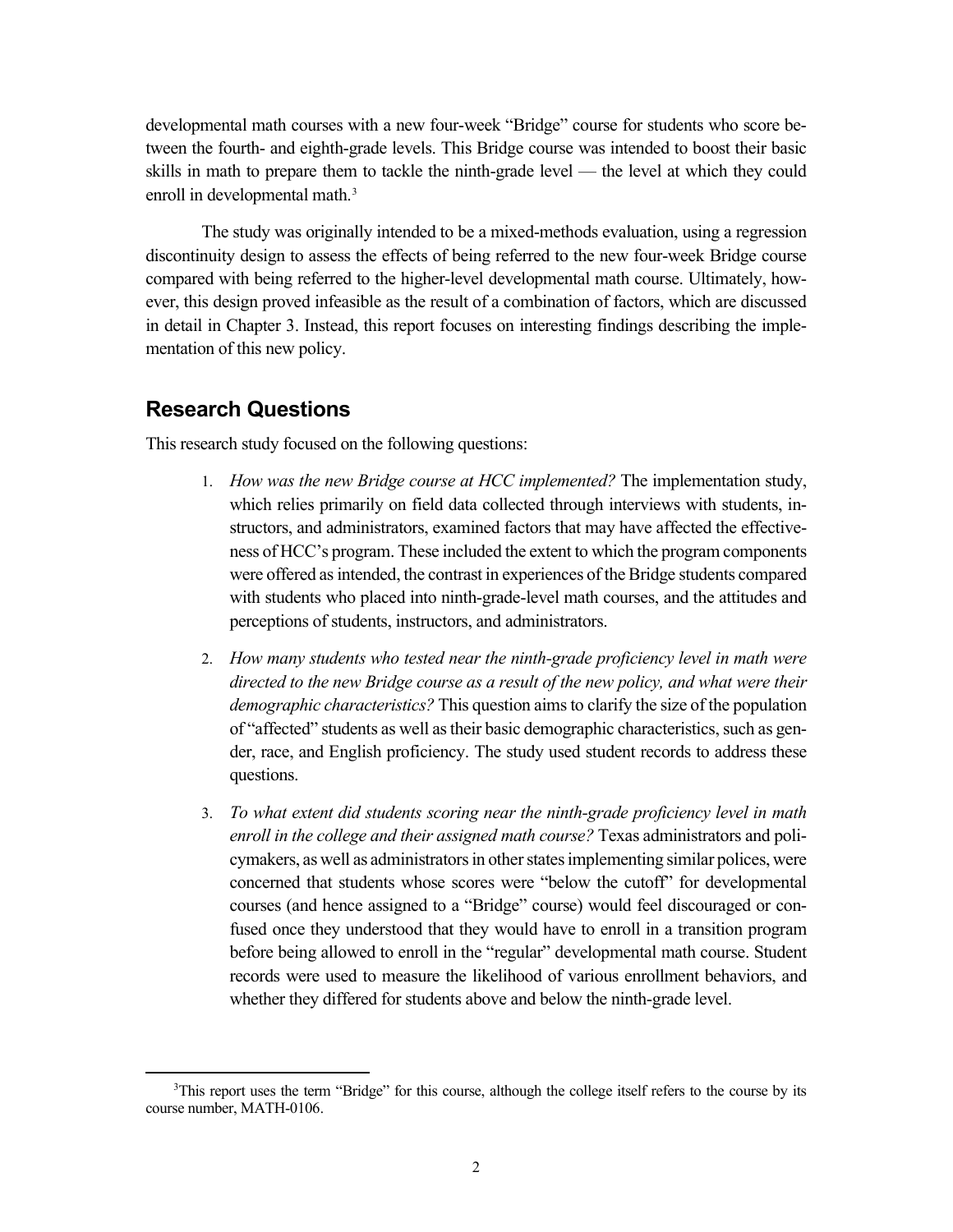developmental math courses with a new four-week "Bridge" course for students who score between the fourth- and eighth-grade levels. This Bridge course was intended to boost their basic skills in math to prepare them to tackle the ninth-grade level — the level at which they could enroll in developmental math.[3]

The study was originally intended to be a mixed-methods evaluation, using a regression discontinuity design to assess the effects of being referred to the new four-week Bridge course compared with being referred to the higher-level developmental math course. Ultimately, however, this design proved infeasible as the result of a combination of factors, which are discussed in detail in Chapter 3. Instead, this report focuses on interesting findings describing the implementation of this new policy.

## Research Questions

This research study focused on the following questions:

1. *How was the new Bridge course at HCC implemented?* The implementation study, which relies primarily on field data collected through interviews with students, instructors, and administrators, examined factors that may have affected the effectiveness of HCC's program. These included the extent to which the program components were offered as intended, the contrast in experiences of the Bridge students compared with students who placed into ninth-grade-level math courses, and the attitudes and perceptions of students, instructors, and administrators.

2. *How many students who tested near the ninth-grade proficiency level in math were directed to the new Bridge course as a result of the new policy, and what were their demographic characteristics?* This question aims to clarify the size of the population of "affected" students as well as their basic demographic characteristics, such as gender, race, and English proficiency. The study used student records to address these questions.

3. *To what extent did students scoring near the ninth-grade proficiency level in math enroll in the college and their assigned math course?* Texas administrators and policymakers, as well as administrators in other states implementing similar polices, were concerned that students whose scores were "below the cutoff" for developmental courses (and hence assigned to a "Bridge" course) would feel discouraged or confused once they understood that they would have to enroll in a transition program before being allowed to enroll in the "regular" developmental math course. Student records were used to measure the likelihood of various enrollment behaviors, and whether they differed for students above and below the ninth-grade level.

---

[3]This report uses the term "Bridge" for this course, although the college itself refers to the course by its course number, MATH-0106.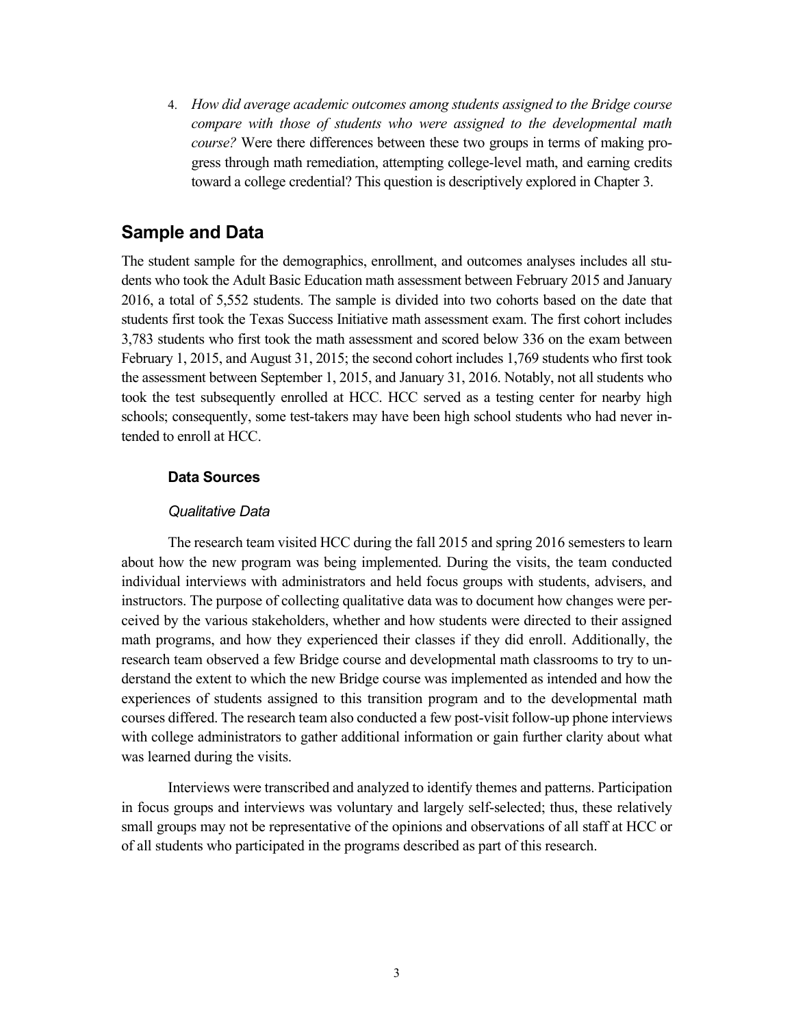4. *How did average academic outcomes among students assigned to the Bridge course compare with those of students who were assigned to the developmental math course?* Were there differences between these two groups in terms of making progress through math remediation, attempting college-level math, and earning credits toward a college credential? This question is descriptively explored in Chapter 3.

## Sample and Data

The student sample for the demographics, enrollment, and outcomes analyses includes all students who took the Adult Basic Education math assessment between February 2015 and January 2016, a total of 5,552 students. The sample is divided into two cohorts based on the date that students first took the Texas Success Initiative math assessment exam. The first cohort includes 3,783 students who first took the math assessment and scored below 336 on the exam between February 1, 2015, and August 31, 2015; the second cohort includes 1,769 students who first took the assessment between September 1, 2015, and January 31, 2016. Notably, not all students who took the test subsequently enrolled at HCC. HCC served as a testing center for nearby high schools; consequently, some test-takers may have been high school students who had never intended to enroll at HCC.

### Data Sources

#### *Qualitative Data*

The research team visited HCC during the fall 2015 and spring 2016 semesters to learn about how the new program was being implemented. During the visits, the team conducted individual interviews with administrators and held focus groups with students, advisers, and instructors. The purpose of collecting qualitative data was to document how changes were perceived by the various stakeholders, whether and how students were directed to their assigned math programs, and how they experienced their classes if they did enroll. Additionally, the research team observed a few Bridge course and developmental math classrooms to try to understand the extent to which the new Bridge course was implemented as intended and how the experiences of students assigned to this transition program and to the developmental math courses differed. The research team also conducted a few post-visit follow-up phone interviews with college administrators to gather additional information or gain further clarity about what was learned during the visits.

Interviews were transcribed and analyzed to identify themes and patterns. Participation in focus groups and interviews was voluntary and largely self-selected; thus, these relatively small groups may not be representative of the opinions and observations of all staff at HCC or of all students who participated in the programs described as part of this research.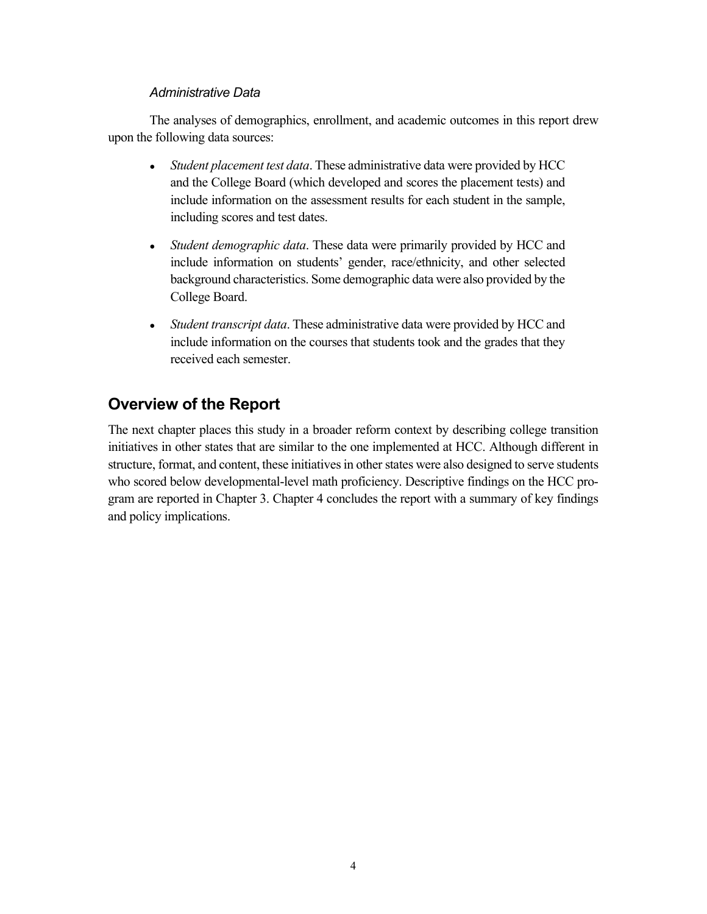#### *Administrative Data*

The analyses of demographics, enrollment, and academic outcomes in this report drew upon the following data sources:

- *Student placement test data*. These administrative data were provided by HCC and the College Board (which developed and scores the placement tests) and include information on the assessment results for each student in the sample, including scores and test dates.
- *Student demographic data*. These data were primarily provided by HCC and include information on students' gender, race/ethnicity, and other selected background characteristics. Some demographic data were also provided by the College Board.
- *Student transcript data*. These administrative data were provided by HCC and include information on the courses that students took and the grades that they received each semester.

## Overview of the Report

The next chapter places this study in a broader reform context by describing college transition initiatives in other states that are similar to the one implemented at HCC. Although different in structure, format, and content, these initiatives in other states were also designed to serve students who scored below developmental-level math proficiency. Descriptive findings on the HCC program are reported in Chapter 3. Chapter 4 concludes the report with a summary of key findings and policy implications.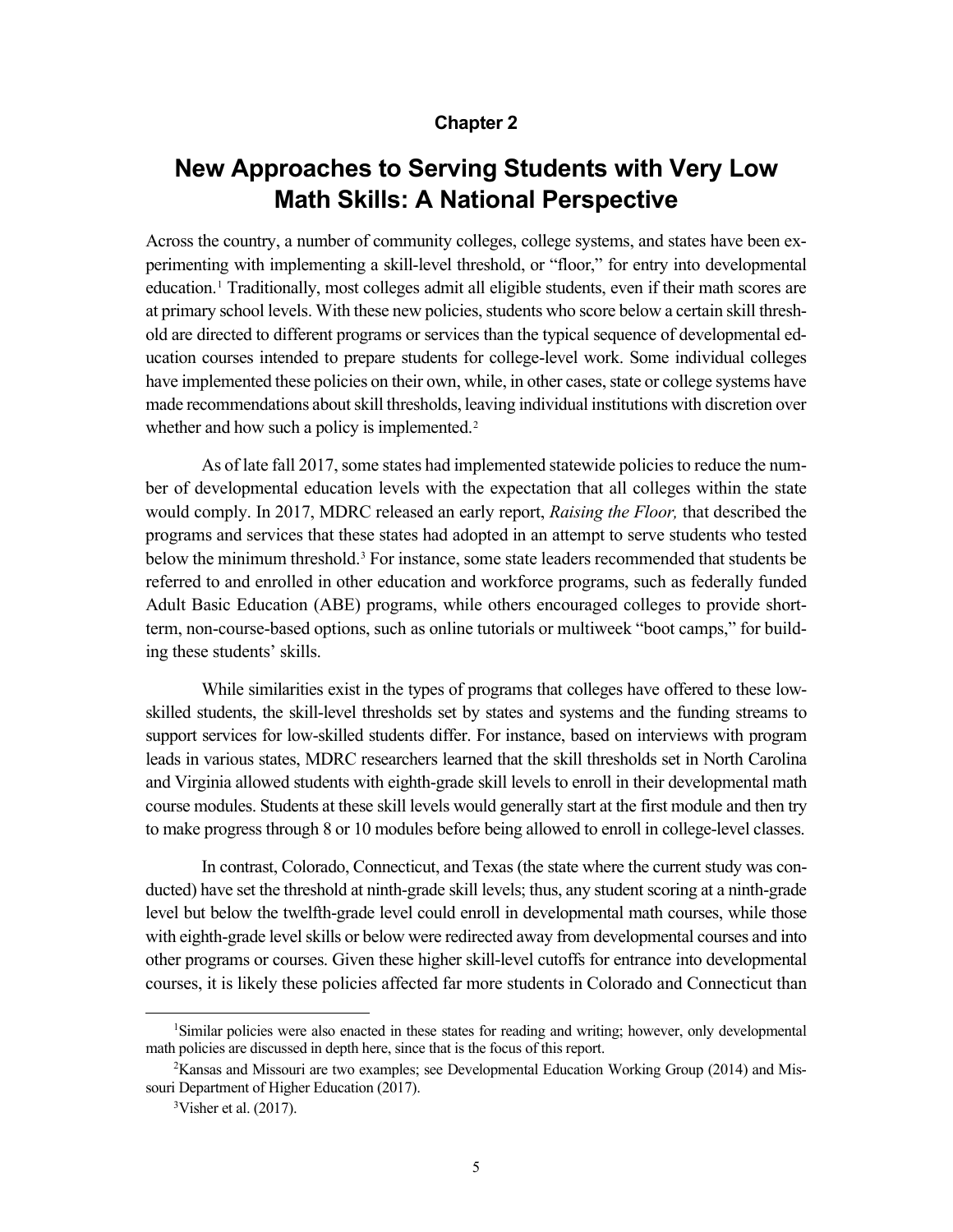Chapter 2

# New Approaches to Serving Students with Very Low Math Skills: A National Perspective

Across the country, a number of community colleges, college systems, and states have been experimenting with implementing a skill-level threshold, or "floor," for entry into developmental education.[1] Traditionally, most colleges admit all eligible students, even if their math scores are at primary school levels. With these new policies, students who score below a certain skill threshold are directed to different programs or services than the typical sequence of developmental education courses intended to prepare students for college-level work. Some individual colleges have implemented these policies on their own, while, in other cases, state or college systems have made recommendations about skill thresholds, leaving individual institutions with discretion over whether and how such a policy is implemented.[2]

As of late fall 2017, some states had implemented statewide policies to reduce the number of developmental education levels with the expectation that all colleges within the state would comply. In 2017, MDRC released an early report, *Raising the Floor,* that described the programs and services that these states had adopted in an attempt to serve students who tested below the minimum threshold.[3] For instance, some state leaders recommended that students be referred to and enrolled in other education and workforce programs, such as federally funded Adult Basic Education (ABE) programs, while others encouraged colleges to provide short-term, non-course-based options, such as online tutorials or multiweek "boot camps," for building these students' skills.

While similarities exist in the types of programs that colleges have offered to these low-skilled students, the skill-level thresholds set by states and systems and the funding streams to support services for low-skilled students differ. For instance, based on interviews with program leads in various states, MDRC researchers learned that the skill thresholds set in North Carolina and Virginia allowed students with eighth-grade skill levels to enroll in their developmental math course modules. Students at these skill levels would generally start at the first module and then try to make progress through 8 or 10 modules before being allowed to enroll in college-level classes.

In contrast, Colorado, Connecticut, and Texas (the state where the current study was conducted) have set the threshold at ninth-grade skill levels; thus, any student scoring at a ninth-grade level but below the twelfth-grade level could enroll in developmental math courses, while those with eighth-grade level skills or below were redirected away from developmental courses and into other programs or courses. Given these higher skill-level cutoffs for entrance into developmental courses, it is likely these policies affected far more students in Colorado and Connecticut than

---

[1] Similar policies were also enacted in these states for reading and writing; however, only developmental math policies are discussed in depth here, since that is the focus of this report.

[2] Kansas and Missouri are two examples; see Developmental Education Working Group (2014) and Missouri Department of Higher Education (2017).

[3] Visher et al. (2017).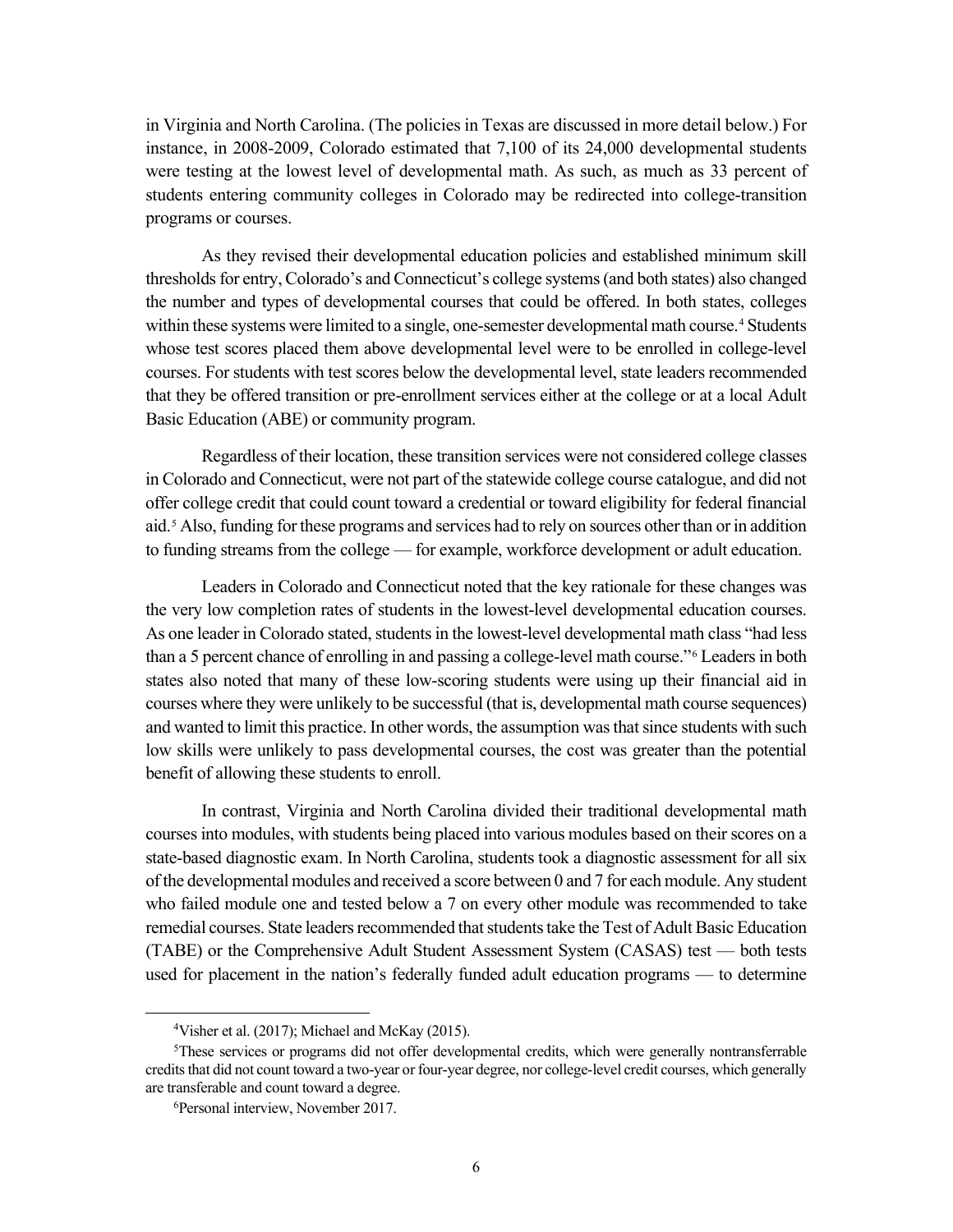in Virginia and North Carolina. (The policies in Texas are discussed in more detail below.) For instance, in 2008-2009, Colorado estimated that 7,100 of its 24,000 developmental students were testing at the lowest level of developmental math. As such, as much as 33 percent of students entering community colleges in Colorado may be redirected into college-transition programs or courses.

As they revised their developmental education policies and established minimum skill thresholds for entry, Colorado's and Connecticut's college systems (and both states) also changed the number and types of developmental courses that could be offered. In both states, colleges within these systems were limited to a single, one-semester developmental math course.[4] Students whose test scores placed them above developmental level were to be enrolled in college-level courses. For students with test scores below the developmental level, state leaders recommended that they be offered transition or pre-enrollment services either at the college or at a local Adult Basic Education (ABE) or community program.

Regardless of their location, these transition services were not considered college classes in Colorado and Connecticut, were not part of the statewide college course catalogue, and did not offer college credit that could count toward a credential or toward eligibility for federal financial aid.[5] Also, funding for these programs and services had to rely on sources other than or in addition to funding streams from the college — for example, workforce development or adult education.

Leaders in Colorado and Connecticut noted that the key rationale for these changes was the very low completion rates of students in the lowest-level developmental education courses. As one leader in Colorado stated, students in the lowest-level developmental math class "had less than a 5 percent chance of enrolling in and passing a college-level math course."[6] Leaders in both states also noted that many of these low-scoring students were using up their financial aid in courses where they were unlikely to be successful (that is, developmental math course sequences) and wanted to limit this practice. In other words, the assumption was that since students with such low skills were unlikely to pass developmental courses, the cost was greater than the potential benefit of allowing these students to enroll.

In contrast, Virginia and North Carolina divided their traditional developmental math courses into modules, with students being placed into various modules based on their scores on a state-based diagnostic exam. In North Carolina, students took a diagnostic assessment for all six of the developmental modules and received a score between 0 and 7 for each module. Any student who failed module one and tested below a 7 on every other module was recommended to take remedial courses. State leaders recommended that students take the Test of Adult Basic Education (TABE) or the Comprehensive Adult Student Assessment System (CASAS) test — both tests used for placement in the nation's federally funded adult education programs — to determine

[4] Visher et al. (2017); Michael and McKay (2015).

[5] These services or programs did not offer developmental credits, which were generally nontransferrable credits that did not count toward a two-year or four-year degree, nor college-level credit courses, which generally are transferable and count toward a degree.

[6] Personal interview, November 2017.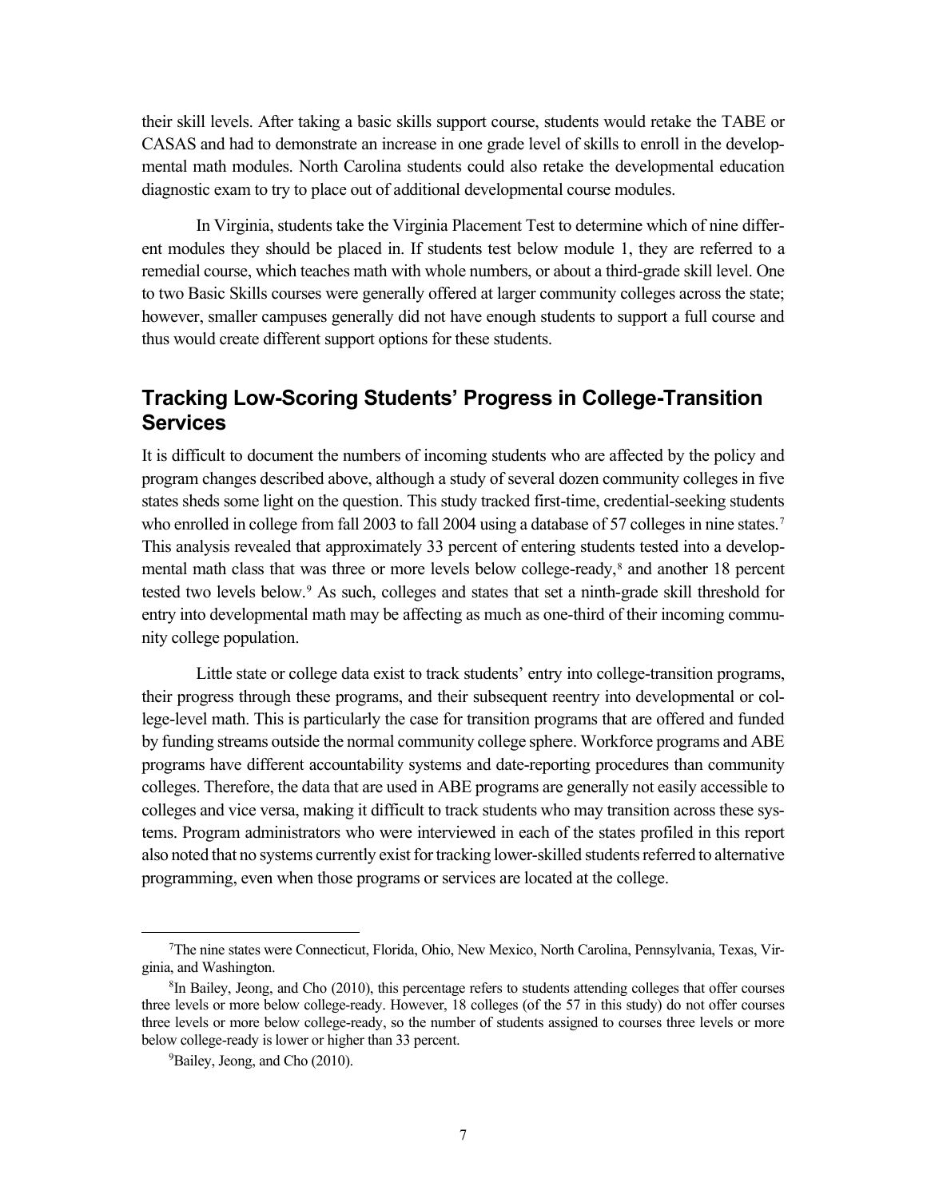their skill levels. After taking a basic skills support course, students would retake the TABE or CASAS and had to demonstrate an increase in one grade level of skills to enroll in the developmental math modules. North Carolina students could also retake the developmental education diagnostic exam to try to place out of additional developmental course modules.

In Virginia, students take the Virginia Placement Test to determine which of nine different modules they should be placed in. If students test below module 1, they are referred to a remedial course, which teaches math with whole numbers, or about a third-grade skill level. One to two Basic Skills courses were generally offered at larger community colleges across the state; however, smaller campuses generally did not have enough students to support a full course and thus would create different support options for these students.

## Tracking Low-Scoring Students' Progress in College-Transition Services

It is difficult to document the numbers of incoming students who are affected by the policy and program changes described above, although a study of several dozen community colleges in five states sheds some light on the question. This study tracked first-time, credential-seeking students who enrolled in college from fall 2003 to fall 2004 using a database of 57 colleges in nine states.[7] This analysis revealed that approximately 33 percent of entering students tested into a developmental math class that was three or more levels below college-ready,[8] and another 18 percent tested two levels below.[9] As such, colleges and states that set a ninth-grade skill threshold for entry into developmental math may be affecting as much as one-third of their incoming community college population.

Little state or college data exist to track students' entry into college-transition programs, their progress through these programs, and their subsequent reentry into developmental or college-level math. This is particularly the case for transition programs that are offered and funded by funding streams outside the normal community college sphere. Workforce programs and ABE programs have different accountability systems and date-reporting procedures than community colleges. Therefore, the data that are used in ABE programs are generally not easily accessible to colleges and vice versa, making it difficult to track students who may transition across these systems. Program administrators who were interviewed in each of the states profiled in this report also noted that no systems currently exist for tracking lower-skilled students referred to alternative programming, even when those programs or services are located at the college.

---

[7]The nine states were Connecticut, Florida, Ohio, New Mexico, North Carolina, Pennsylvania, Texas, Virginia, and Washington.

[8]In Bailey, Jeong, and Cho (2010), this percentage refers to students attending colleges that offer courses three levels or more below college-ready. However, 18 colleges (of the 57 in this study) do not offer courses three levels or more below college-ready, so the number of students assigned to courses three levels or more below college-ready is lower or higher than 33 percent.

[9]Bailey, Jeong, and Cho (2010).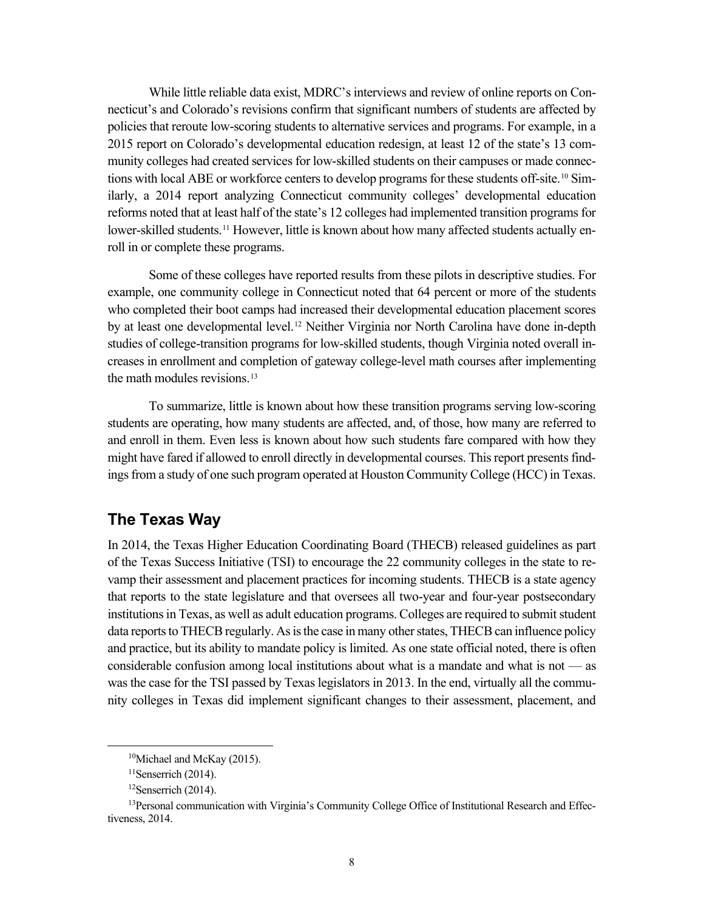While little reliable data exist, MDRC's interviews and review of online reports on Connecticut's and Colorado's revisions confirm that significant numbers of students are affected by policies that reroute low-scoring students to alternative services and programs. For example, in a 2015 report on Colorado's developmental education redesign, at least 12 of the state's 13 community colleges had created services for low-skilled students on their campuses or made connections with local ABE or workforce centers to develop programs for these students off-site.[10] Similarly, a 2014 report analyzing Connecticut community colleges' developmental education reforms noted that at least half of the state's 12 colleges had implemented transition programs for lower-skilled students.[11] However, little is known about how many affected students actually enroll in or complete these programs.

Some of these colleges have reported results from these pilots in descriptive studies. For example, one community college in Connecticut noted that 64 percent or more of the students who completed their boot camps had increased their developmental education placement scores by at least one developmental level.[12] Neither Virginia nor North Carolina have done in-depth studies of college-transition programs for low-skilled students, though Virginia noted overall increases in enrollment and completion of gateway college-level math courses after implementing the math modules revisions.[13]

To summarize, little is known about how these transition programs serving low-scoring students are operating, how many students are affected, and, of those, how many are referred to and enroll in them. Even less is known about how such students fare compared with how they might have fared if allowed to enroll directly in developmental courses. This report presents findings from a study of one such program operated at Houston Community College (HCC) in Texas.

## The Texas Way

In 2014, the Texas Higher Education Coordinating Board (THECB) released guidelines as part of the Texas Success Initiative (TSI) to encourage the 22 community colleges in the state to revamp their assessment and placement practices for incoming students. THECB is a state agency that reports to the state legislature and that oversees all two-year and four-year postsecondary institutions in Texas, as well as adult education programs. Colleges are required to submit student data reports to THECB regularly. As is the case in many other states, THECB can influence policy and practice, but its ability to mandate policy is limited. As one state official noted, there is often considerable confusion among local institutions about what is a mandate and what is not — as was the case for the TSI passed by Texas legislators in 2013. In the end, virtually all the community colleges in Texas did implement significant changes to their assessment, placement, and

---

[10] Michael and McKay (2015).

[11] Senserrich (2014).

[12] Senserrich (2014).

[13] Personal communication with Virginia's Community College Office of Institutional Research and Effectiveness, 2014.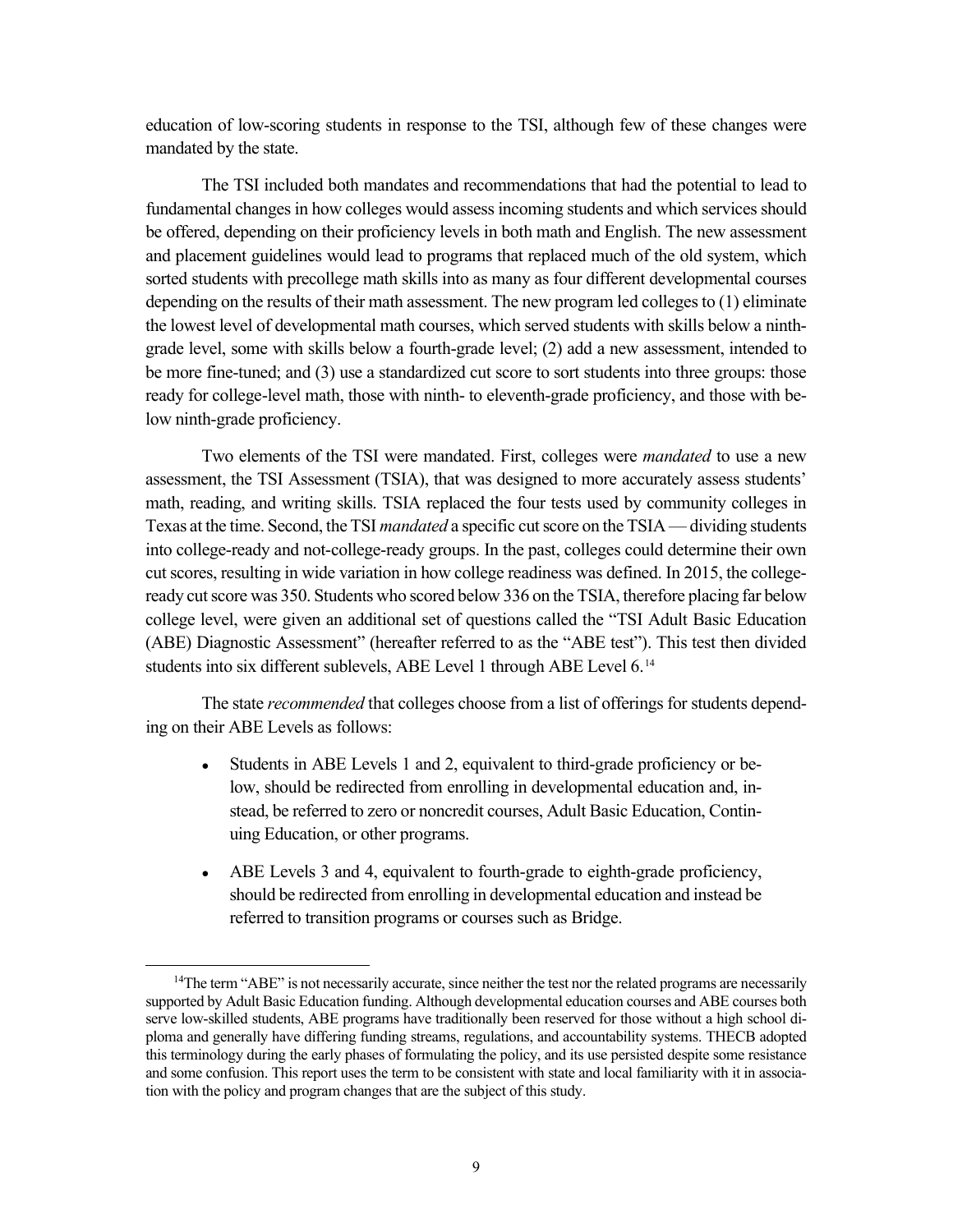education of low-scoring students in response to the TSI, although few of these changes were mandated by the state.

The TSI included both mandates and recommendations that had the potential to lead to fundamental changes in how colleges would assess incoming students and which services should be offered, depending on their proficiency levels in both math and English. The new assessment and placement guidelines would lead to programs that replaced much of the old system, which sorted students with precollege math skills into as many as four different developmental courses depending on the results of their math assessment. The new program led colleges to (1) eliminate the lowest level of developmental math courses, which served students with skills below a ninth-grade level, some with skills below a fourth-grade level; (2) add a new assessment, intended to be more fine-tuned; and (3) use a standardized cut score to sort students into three groups: those ready for college-level math, those with ninth- to eleventh-grade proficiency, and those with below ninth-grade proficiency.

Two elements of the TSI were mandated. First, colleges were *mandated* to use a new assessment, the TSI Assessment (TSIA), that was designed to more accurately assess students' math, reading, and writing skills. TSIA replaced the four tests used by community colleges in Texas at the time. Second, the TSI *mandated* a specific cut score on the TSIA — dividing students into college-ready and not-college-ready groups. In the past, colleges could determine their own cut scores, resulting in wide variation in how college readiness was defined. In 2015, the college-ready cut score was 350. Students who scored below 336 on the TSIA, therefore placing far below college level, were given an additional set of questions called the "TSI Adult Basic Education (ABE) Diagnostic Assessment" (hereafter referred to as the "ABE test"). This test then divided students into six different sublevels, ABE Level 1 through ABE Level 6.[14]

The state *recommended* that colleges choose from a list of offerings for students depending on their ABE Levels as follows:

- Students in ABE Levels 1 and 2, equivalent to third-grade proficiency or below, should be redirected from enrolling in developmental education and, instead, be referred to zero or noncredit courses, Adult Basic Education, Continuing Education, or other programs.
- ABE Levels 3 and 4, equivalent to fourth-grade to eighth-grade proficiency, should be redirected from enrolling in developmental education and instead be referred to transition programs or courses such as Bridge.

[14]The term "ABE" is not necessarily accurate, since neither the test nor the related programs are necessarily supported by Adult Basic Education funding. Although developmental education courses and ABE courses both serve low-skilled students, ABE programs have traditionally been reserved for those without a high school diploma and generally have differing funding streams, regulations, and accountability systems. THECB adopted this terminology during the early phases of formulating the policy, and its use persisted despite some resistance and some confusion. This report uses the term to be consistent with state and local familiarity with it in association with the policy and program changes that are the subject of this study.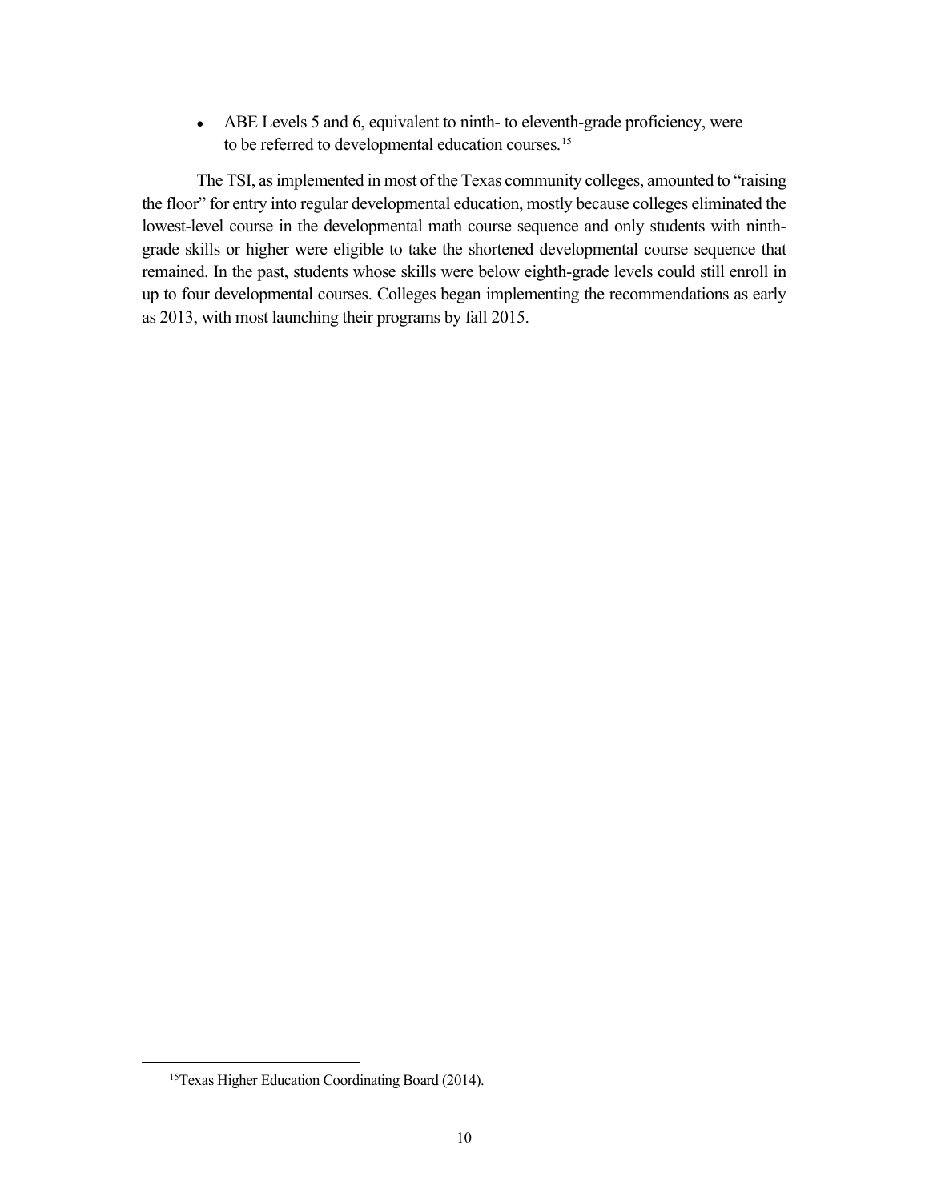- ABE Levels 5 and 6, equivalent to ninth- to eleventh-grade proficiency, were to be referred to developmental education courses.[15]

The TSI, as implemented in most of the Texas community colleges, amounted to "raising the floor" for entry into regular developmental education, mostly because colleges eliminated the lowest-level course in the developmental math course sequence and only students with ninth-grade skills or higher were eligible to take the shortened developmental course sequence that remained. In the past, students whose skills were below eighth-grade levels could still enroll in up to four developmental courses. Colleges began implementing the recommendations as early as 2013, with most launching their programs by fall 2015.

[15]Texas Higher Education Coordinating Board (2014).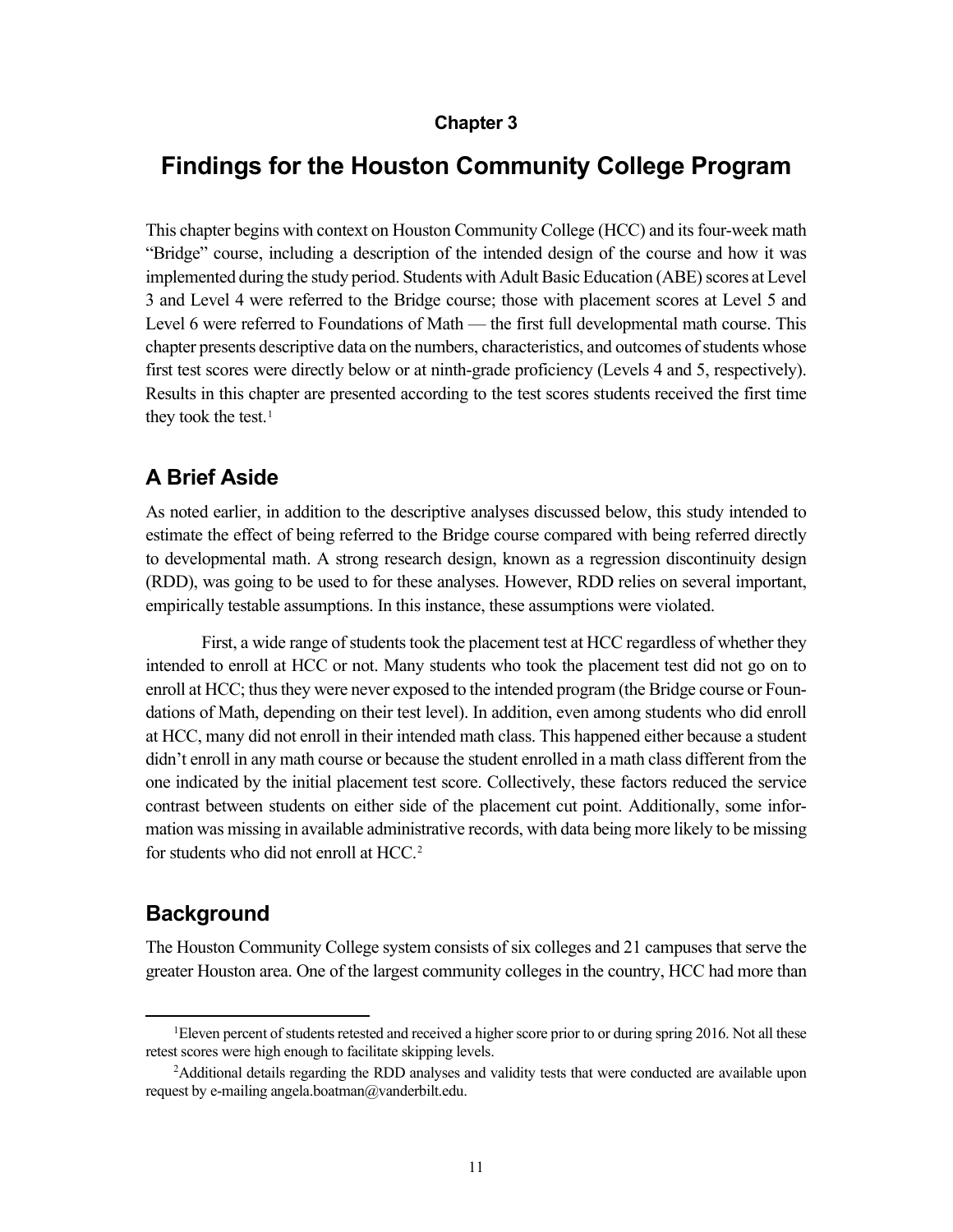**Chapter 3**

# Findings for the Houston Community College Program

This chapter begins with context on Houston Community College (HCC) and its four-week math "Bridge" course, including a description of the intended design of the course and how it was implemented during the study period. Students with Adult Basic Education (ABE) scores at Level 3 and Level 4 were referred to the Bridge course; those with placement scores at Level 5 and Level 6 were referred to Foundations of Math — the first full developmental math course. This chapter presents descriptive data on the numbers, characteristics, and outcomes of students whose first test scores were directly below or at ninth-grade proficiency (Levels 4 and 5, respectively). Results in this chapter are presented according to the test scores students received the first time they took the test.[1]

## A Brief Aside

As noted earlier, in addition to the descriptive analyses discussed below, this study intended to estimate the effect of being referred to the Bridge course compared with being referred directly to developmental math. A strong research design, known as a regression discontinuity design (RDD), was going to be used to for these analyses. However, RDD relies on several important, empirically testable assumptions. In this instance, these assumptions were violated.

First, a wide range of students took the placement test at HCC regardless of whether they intended to enroll at HCC or not. Many students who took the placement test did not go on to enroll at HCC; thus they were never exposed to the intended program (the Bridge course or Foundations of Math, depending on their test level). In addition, even among students who did enroll at HCC, many did not enroll in their intended math class. This happened either because a student didn't enroll in any math course or because the student enrolled in a math class different from the one indicated by the initial placement test score. Collectively, these factors reduced the service contrast between students on either side of the placement cut point. Additionally, some information was missing in available administrative records, with data being more likely to be missing for students who did not enroll at HCC.[2]

## Background

The Houston Community College system consists of six colleges and 21 campuses that serve the greater Houston area. One of the largest community colleges in the country, HCC had more than

---

[1]Eleven percent of students retested and received a higher score prior to or during spring 2016. Not all these retest scores were high enough to facilitate skipping levels.

[2]Additional details regarding the RDD analyses and validity tests that were conducted are available upon request by e-mailing angela.boatman@vanderbilt.edu.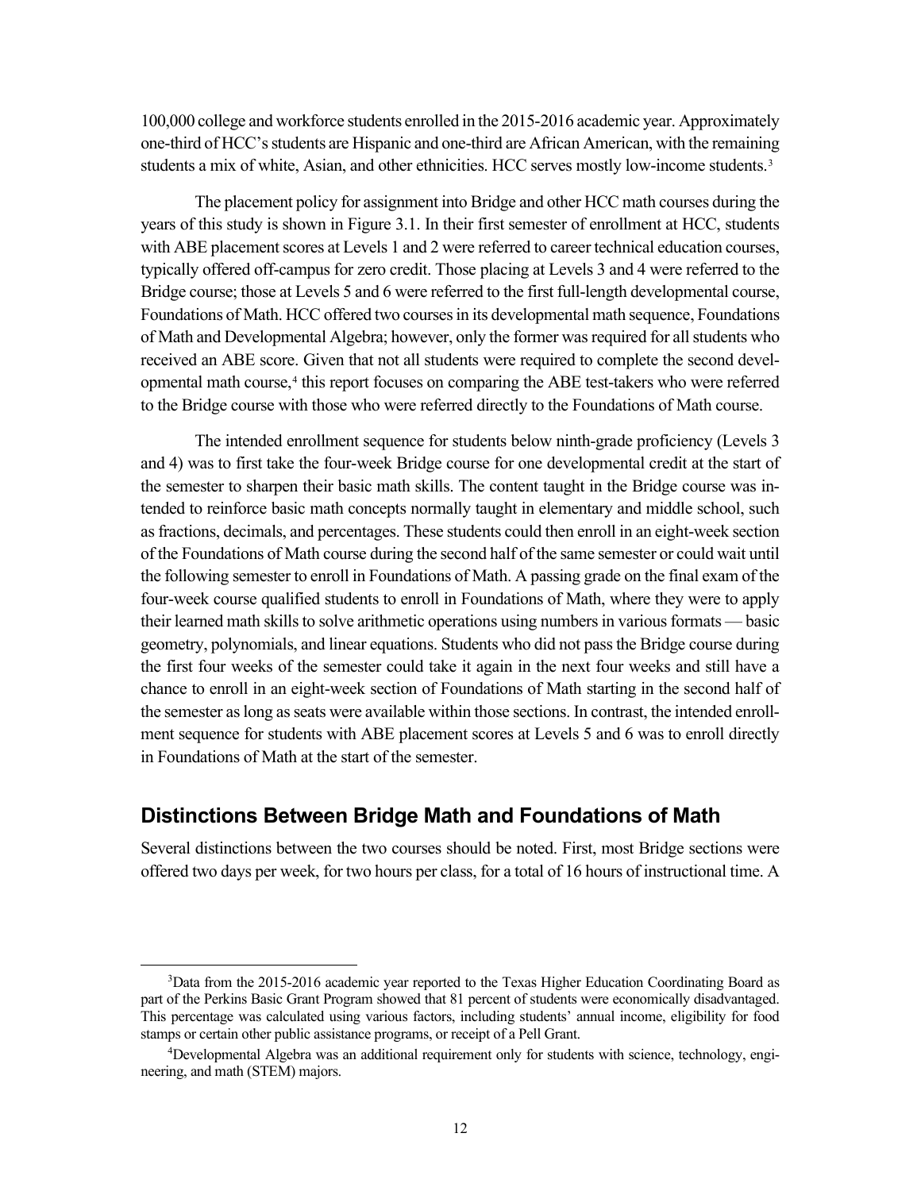100,000 college and workforce students enrolled in the 2015-2016 academic year. Approximately one-third of HCC's students are Hispanic and one-third are African American, with the remaining students a mix of white, Asian, and other ethnicities. HCC serves mostly low-income students.[3]

The placement policy for assignment into Bridge and other HCC math courses during the years of this study is shown in Figure 3.1. In their first semester of enrollment at HCC, students with ABE placement scores at Levels 1 and 2 were referred to career technical education courses, typically offered off-campus for zero credit. Those placing at Levels 3 and 4 were referred to the Bridge course; those at Levels 5 and 6 were referred to the first full-length developmental course, Foundations of Math. HCC offered two courses in its developmental math sequence, Foundations of Math and Developmental Algebra; however, only the former was required for all students who received an ABE score. Given that not all students were required to complete the second developmental math course,[4] this report focuses on comparing the ABE test-takers who were referred to the Bridge course with those who were referred directly to the Foundations of Math course.

The intended enrollment sequence for students below ninth-grade proficiency (Levels 3 and 4) was to first take the four-week Bridge course for one developmental credit at the start of the semester to sharpen their basic math skills. The content taught in the Bridge course was intended to reinforce basic math concepts normally taught in elementary and middle school, such as fractions, decimals, and percentages. These students could then enroll in an eight-week section of the Foundations of Math course during the second half of the same semester or could wait until the following semester to enroll in Foundations of Math. A passing grade on the final exam of the four-week course qualified students to enroll in Foundations of Math, where they were to apply their learned math skills to solve arithmetic operations using numbers in various formats — basic geometry, polynomials, and linear equations. Students who did not pass the Bridge course during the first four weeks of the semester could take it again in the next four weeks and still have a chance to enroll in an eight-week section of Foundations of Math starting in the second half of the semester as long as seats were available within those sections. In contrast, the intended enrollment sequence for students with ABE placement scores at Levels 5 and 6 was to enroll directly in Foundations of Math at the start of the semester.

## Distinctions Between Bridge Math and Foundations of Math

Several distinctions between the two courses should be noted. First, most Bridge sections were offered two days per week, for two hours per class, for a total of 16 hours of instructional time. A

[3]Data from the 2015-2016 academic year reported to the Texas Higher Education Coordinating Board as part of the Perkins Basic Grant Program showed that 81 percent of students were economically disadvantaged. This percentage was calculated using various factors, including students' annual income, eligibility for food stamps or certain other public assistance programs, or receipt of a Pell Grant.

[4]Developmental Algebra was an additional requirement only for students with science, technology, engineering, and math (STEM) majors.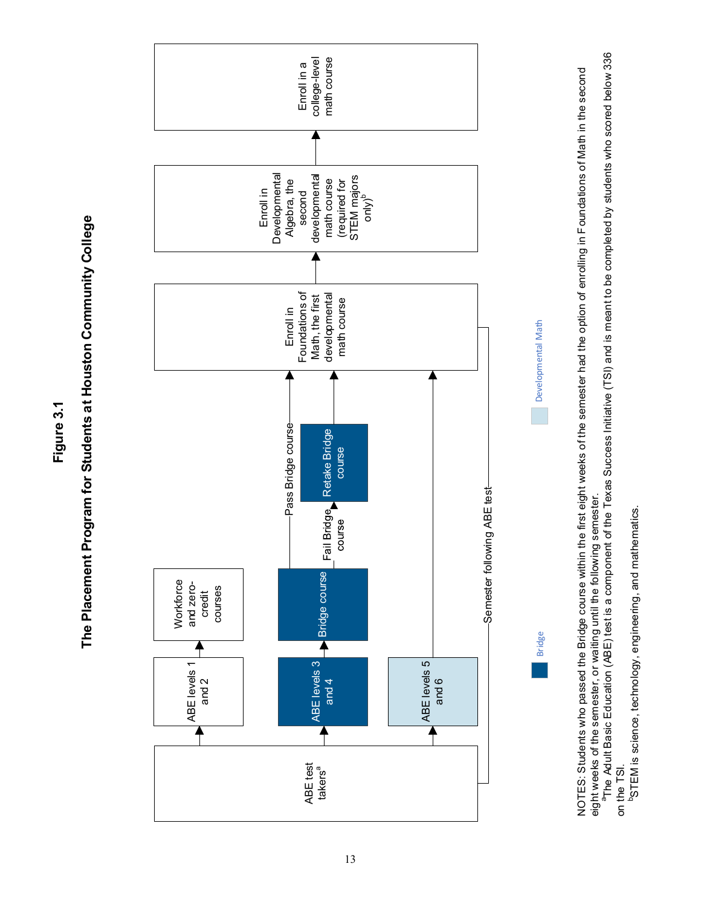**Figure 3.1**

**The Placement Program for Students at Houston Community College**

ABE test takers[a]

ABE levels 1 and 2

Workforce and zero-credit courses

ABE levels 3 and 4

Bridge course

Pass Bridge course

Fail Bridge course

Retake Bridge course

ABE levels 5 and 6

Semester following ABE test

Enroll in Foundations of Math, the first developmental math course

Enroll in Developmental Algebra, the second developmental math course (required for STEM majors only)[b]

Enroll in a college-level math course

Bridge

Developmental Math

NOTES: Students who passed the Bridge course within the first eight weeks of the semester had the option of enrolling in Foundations of Math in the second eight weeks of the semester, or waiting until the following semester.

[a]The Adult Basic Education (ABE) test is a component of the Texas Success Initiative (TSI) and is meant to be completed by students who scored below 336 on the TSI.

[b]STEM is science, technology, engineering, and mathematics.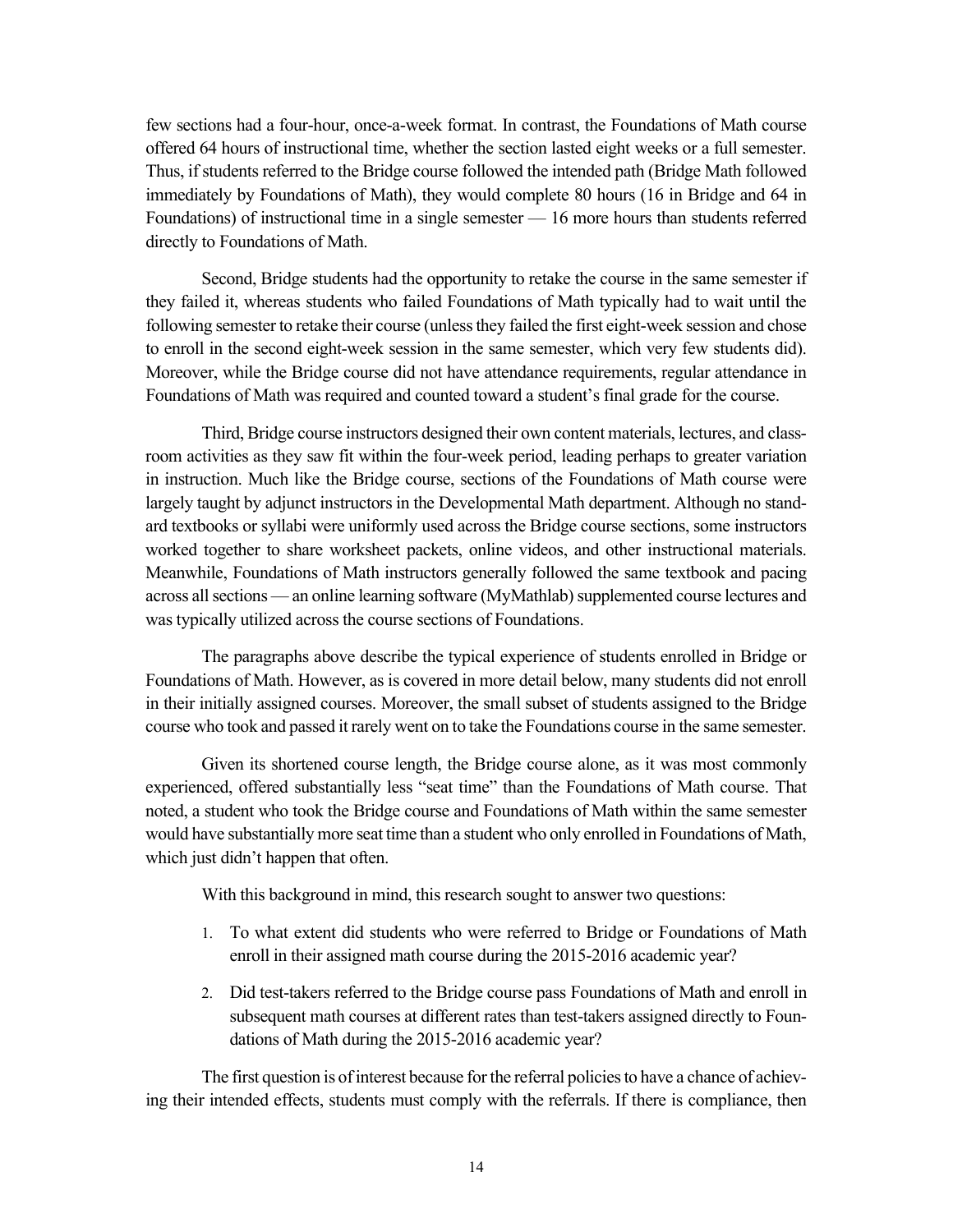few sections had a four-hour, once-a-week format. In contrast, the Foundations of Math course offered 64 hours of instructional time, whether the section lasted eight weeks or a full semester. Thus, if students referred to the Bridge course followed the intended path (Bridge Math followed immediately by Foundations of Math), they would complete 80 hours (16 in Bridge and 64 in Foundations) of instructional time in a single semester — 16 more hours than students referred directly to Foundations of Math.

Second, Bridge students had the opportunity to retake the course in the same semester if they failed it, whereas students who failed Foundations of Math typically had to wait until the following semester to retake their course (unless they failed the first eight-week session and chose to enroll in the second eight-week session in the same semester, which very few students did). Moreover, while the Bridge course did not have attendance requirements, regular attendance in Foundations of Math was required and counted toward a student's final grade for the course.

Third, Bridge course instructors designed their own content materials, lectures, and classroom activities as they saw fit within the four-week period, leading perhaps to greater variation in instruction. Much like the Bridge course, sections of the Foundations of Math course were largely taught by adjunct instructors in the Developmental Math department. Although no standard textbooks or syllabi were uniformly used across the Bridge course sections, some instructors worked together to share worksheet packets, online videos, and other instructional materials. Meanwhile, Foundations of Math instructors generally followed the same textbook and pacing across all sections — an online learning software (MyMathlab) supplemented course lectures and was typically utilized across the course sections of Foundations.

The paragraphs above describe the typical experience of students enrolled in Bridge or Foundations of Math. However, as is covered in more detail below, many students did not enroll in their initially assigned courses. Moreover, the small subset of students assigned to the Bridge course who took and passed it rarely went on to take the Foundations course in the same semester.

Given its shortened course length, the Bridge course alone, as it was most commonly experienced, offered substantially less "seat time" than the Foundations of Math course. That noted, a student who took the Bridge course and Foundations of Math within the same semester would have substantially more seat time than a student who only enrolled in Foundations of Math, which just didn't happen that often.

With this background in mind, this research sought to answer two questions:

1. To what extent did students who were referred to Bridge or Foundations of Math enroll in their assigned math course during the 2015-2016 academic year?
2. Did test-takers referred to the Bridge course pass Foundations of Math and enroll in subsequent math courses at different rates than test-takers assigned directly to Foundations of Math during the 2015-2016 academic year?

The first question is of interest because for the referral policies to have a chance of achieving their intended effects, students must comply with the referrals. If there is compliance, then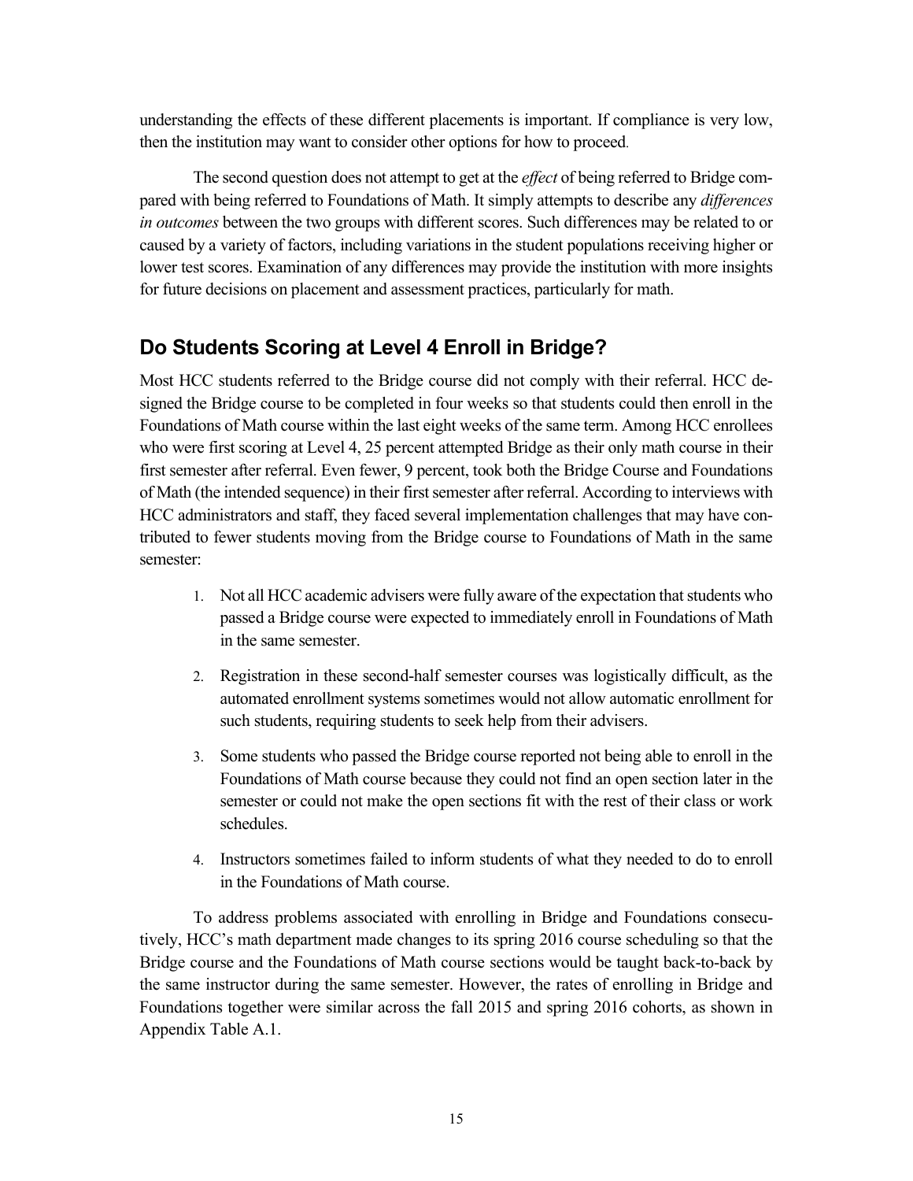understanding the effects of these different placements is important. If compliance is very low, then the institution may want to consider other options for how to proceed.

The second question does not attempt to get at the *effect* of being referred to Bridge compared with being referred to Foundations of Math. It simply attempts to describe any *differences in outcomes* between the two groups with different scores. Such differences may be related to or caused by a variety of factors, including variations in the student populations receiving higher or lower test scores. Examination of any differences may provide the institution with more insights for future decisions on placement and assessment practices, particularly for math.

## Do Students Scoring at Level 4 Enroll in Bridge?

Most HCC students referred to the Bridge course did not comply with their referral. HCC designed the Bridge course to be completed in four weeks so that students could then enroll in the Foundations of Math course within the last eight weeks of the same term. Among HCC enrollees who were first scoring at Level 4, 25 percent attempted Bridge as their only math course in their first semester after referral. Even fewer, 9 percent, took both the Bridge Course and Foundations of Math (the intended sequence) in their first semester after referral. According to interviews with HCC administrators and staff, they faced several implementation challenges that may have contributed to fewer students moving from the Bridge course to Foundations of Math in the same semester:

1. Not all HCC academic advisers were fully aware of the expectation that students who passed a Bridge course were expected to immediately enroll in Foundations of Math in the same semester.

2. Registration in these second-half semester courses was logistically difficult, as the automated enrollment systems sometimes would not allow automatic enrollment for such students, requiring students to seek help from their advisers.

3. Some students who passed the Bridge course reported not being able to enroll in the Foundations of Math course because they could not find an open section later in the semester or could not make the open sections fit with the rest of their class or work schedules.

4. Instructors sometimes failed to inform students of what they needed to do to enroll in the Foundations of Math course.

To address problems associated with enrolling in Bridge and Foundations consecutively, HCC's math department made changes to its spring 2016 course scheduling so that the Bridge course and the Foundations of Math course sections would be taught back-to-back by the same instructor during the same semester. However, the rates of enrolling in Bridge and Foundations together were similar across the fall 2015 and spring 2016 cohorts, as shown in Appendix Table A.1.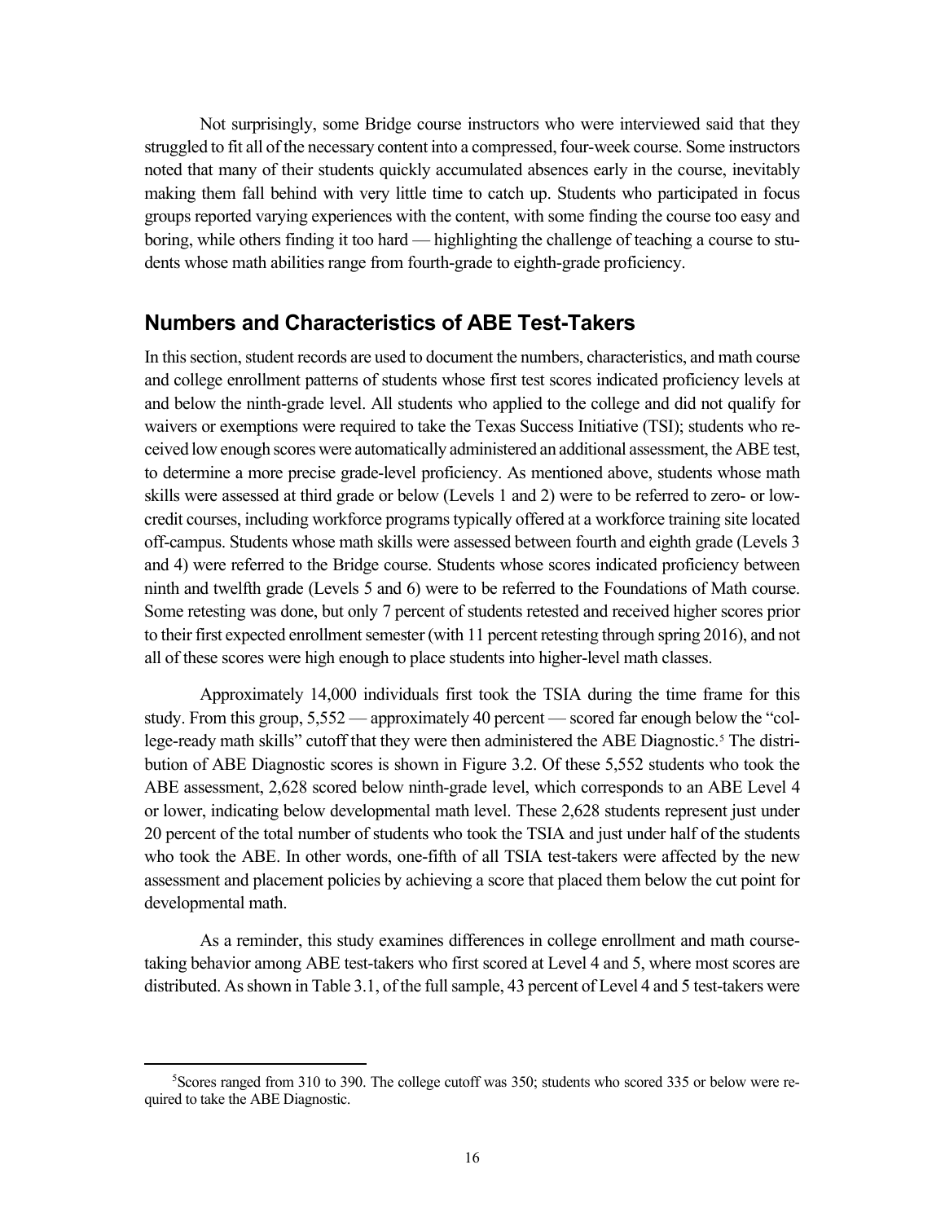Not surprisingly, some Bridge course instructors who were interviewed said that they struggled to fit all of the necessary content into a compressed, four-week course. Some instructors noted that many of their students quickly accumulated absences early in the course, inevitably making them fall behind with very little time to catch up. Students who participated in focus groups reported varying experiences with the content, with some finding the course too easy and boring, while others finding it too hard — highlighting the challenge of teaching a course to students whose math abilities range from fourth-grade to eighth-grade proficiency.

## Numbers and Characteristics of ABE Test-Takers

In this section, student records are used to document the numbers, characteristics, and math course and college enrollment patterns of students whose first test scores indicated proficiency levels at and below the ninth-grade level. All students who applied to the college and did not qualify for waivers or exemptions were required to take the Texas Success Initiative (TSI); students who received low enough scores were automatically administered an additional assessment, the ABE test, to determine a more precise grade-level proficiency. As mentioned above, students whose math skills were assessed at third grade or below (Levels 1 and 2) were to be referred to zero- or low-credit courses, including workforce programs typically offered at a workforce training site located off-campus. Students whose math skills were assessed between fourth and eighth grade (Levels 3 and 4) were referred to the Bridge course. Students whose scores indicated proficiency between ninth and twelfth grade (Levels 5 and 6) were to be referred to the Foundations of Math course. Some retesting was done, but only 7 percent of students retested and received higher scores prior to their first expected enrollment semester (with 11 percent retesting through spring 2016), and not all of these scores were high enough to place students into higher-level math classes.

Approximately 14,000 individuals first took the TSIA during the time frame for this study. From this group, 5,552 — approximately 40 percent — scored far enough below the "college-ready math skills" cutoff that they were then administered the ABE Diagnostic.[5] The distribution of ABE Diagnostic scores is shown in Figure 3.2. Of these 5,552 students who took the ABE assessment, 2,628 scored below ninth-grade level, which corresponds to an ABE Level 4 or lower, indicating below developmental math level. These 2,628 students represent just under 20 percent of the total number of students who took the TSIA and just under half of the students who took the ABE. In other words, one-fifth of all TSIA test-takers were affected by the new assessment and placement policies by achieving a score that placed them below the cut point for developmental math.

As a reminder, this study examines differences in college enrollment and math course-taking behavior among ABE test-takers who first scored at Level 4 and 5, where most scores are distributed. As shown in Table 3.1, of the full sample, 43 percent of Level 4 and 5 test-takers were

[5] Scores ranged from 310 to 390. The college cutoff was 350; students who scored 335 or below were required to take the ABE Diagnostic.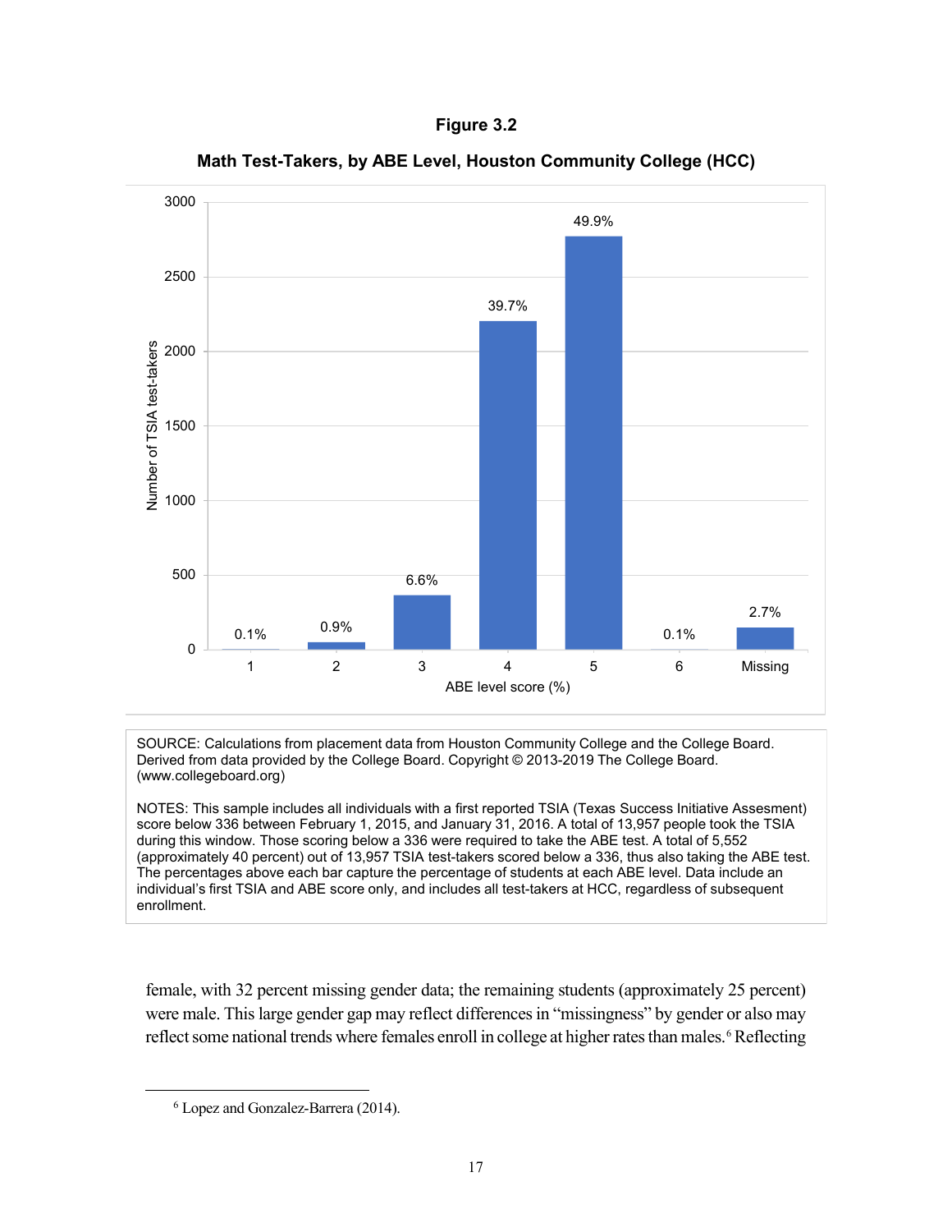**Figure 3.2**

**Math Test-Takers, by ABE Level, Houston Community College (HCC)**

| ABE level score (%) | Percentage |
|---|---|
| 1 | 0.1% |
| 2 | 0.9% |
| 3 | 6.6% |
| 4 | 39.7% |
| 5 | 49.9% |
| 6 | 0.1% |
| Missing | 2.7% |

SOURCE: Calculations from placement data from Houston Community College and the College Board. Derived from data provided by the College Board. Copyright © 2013-2019 The College Board. (www.collegeboard.org)

NOTES: This sample includes all individuals with a first reported TSIA (Texas Success Initiative Assesment) score below 336 between February 1, 2015, and January 31, 2016. A total of 13,957 people took the TSIA during this window. Those scoring below a 336 were required to take the ABE test. A total of 5,552 (approximately 40 percent) out of 13,957 TSIA test-takers scored below a 336, thus also taking the ABE test. The percentages above each bar capture the percentage of students at each ABE level. Data include an individual's first TSIA and ABE score only, and includes all test-takers at HCC, regardless of subsequent enrollment.

female, with 32 percent missing gender data; the remaining students (approximately 25 percent) were male. This large gender gap may reflect differences in "missingness" by gender or also may reflect some national trends where females enroll in college at higher rates than males.[6] Reflecting

[6] Lopez and Gonzalez-Barrera (2014).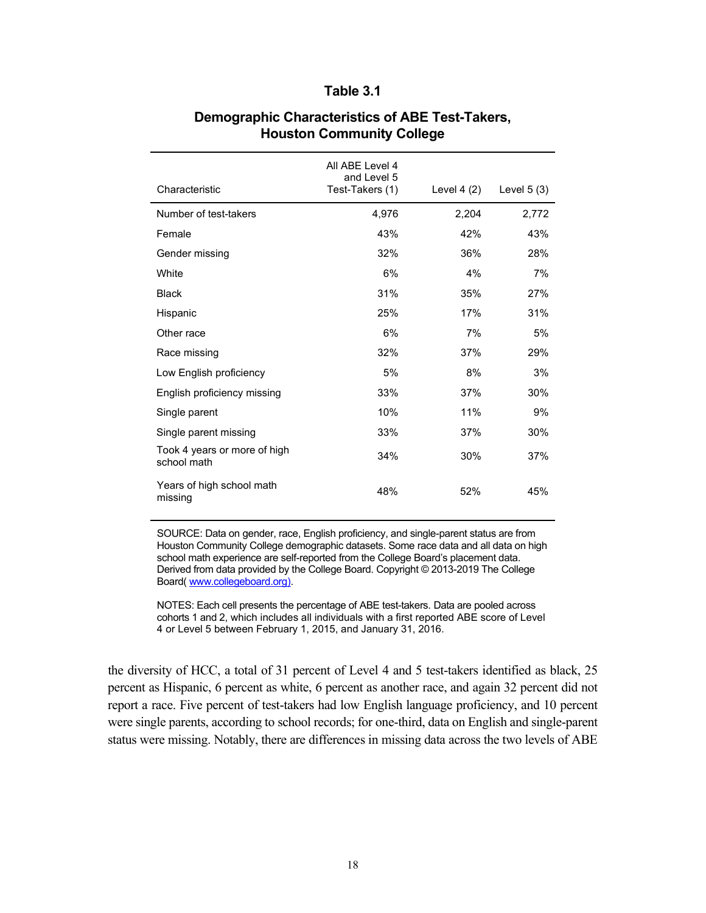**Table 3.1**

**Demographic Characteristics of ABE Test-Takers, Houston Community College**

| Characteristic | All ABE Level 4 and Level 5 Test-Takers (1) | Level 4 (2) | Level 5 (3) |
|---|---|---|---|
| Number of test-takers | 4,976 | 2,204 | 2,772 |
| Female | 43% | 42% | 43% |
| Gender missing | 32% | 36% | 28% |
| White | 6% | 4% | 7% |
| Black | 31% | 35% | 27% |
| Hispanic | 25% | 17% | 31% |
| Other race | 6% | 7% | 5% |
| Race missing | 32% | 37% | 29% |
| Low English proficiency | 5% | 8% | 3% |
| English proficiency missing | 33% | 37% | 30% |
| Single parent | 10% | 11% | 9% |
| Single parent missing | 33% | 37% | 30% |
| Took 4 years or more of high school math | 34% | 30% | 37% |
| Years of high school math missing | 48% | 52% | 45% |

SOURCE: Data on gender, race, English proficiency, and single-parent status are from Houston Community College demographic datasets. Some race data and all data on high school math experience are self-reported from the College Board's placement data. Derived from data provided by the College Board. Copyright © 2013-2019 The College Board( www.collegeboard.org).

NOTES: Each cell presents the percentage of ABE test-takers. Data are pooled across cohorts 1 and 2, which includes all individuals with a first reported ABE score of Level 4 or Level 5 between February 1, 2015, and January 31, 2016.

the diversity of HCC, a total of 31 percent of Level 4 and 5 test-takers identified as black, 25 percent as Hispanic, 6 percent as white, 6 percent as another race, and again 32 percent did not report a race. Five percent of test-takers had low English language proficiency, and 10 percent were single parents, according to school records; for one-third, data on English and single-parent status were missing. Notably, there are differences in missing data across the two levels of ABE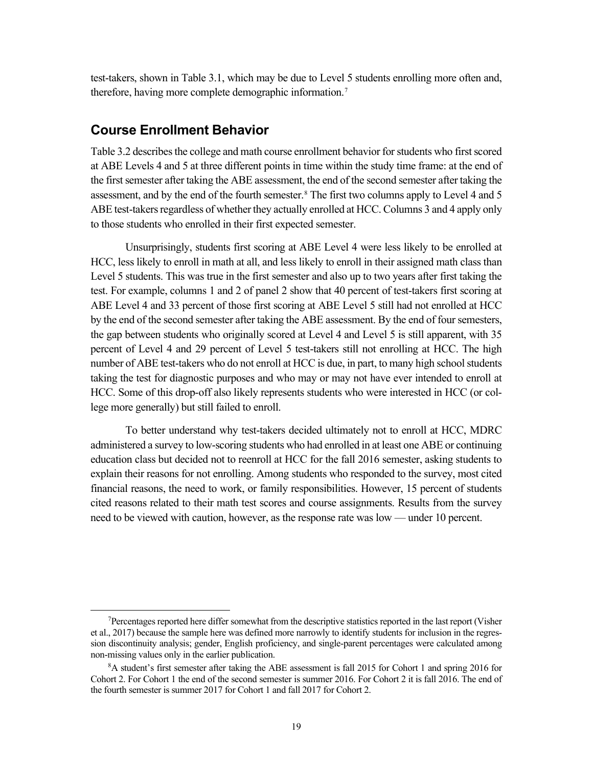test-takers, shown in Table 3.1, which may be due to Level 5 students enrolling more often and, therefore, having more complete demographic information.[7]

## Course Enrollment Behavior

Table 3.2 describes the college and math course enrollment behavior for students who first scored at ABE Levels 4 and 5 at three different points in time within the study time frame: at the end of the first semester after taking the ABE assessment, the end of the second semester after taking the assessment, and by the end of the fourth semester.[8] The first two columns apply to Level 4 and 5 ABE test-takers regardless of whether they actually enrolled at HCC. Columns 3 and 4 apply only to those students who enrolled in their first expected semester.

Unsurprisingly, students first scoring at ABE Level 4 were less likely to be enrolled at HCC, less likely to enroll in math at all, and less likely to enroll in their assigned math class than Level 5 students. This was true in the first semester and also up to two years after first taking the test. For example, columns 1 and 2 of panel 2 show that 40 percent of test-takers first scoring at ABE Level 4 and 33 percent of those first scoring at ABE Level 5 still had not enrolled at HCC by the end of the second semester after taking the ABE assessment. By the end of four semesters, the gap between students who originally scored at Level 4 and Level 5 is still apparent, with 35 percent of Level 4 and 29 percent of Level 5 test-takers still not enrolling at HCC. The high number of ABE test-takers who do not enroll at HCC is due, in part, to many high school students taking the test for diagnostic purposes and who may or may not have ever intended to enroll at HCC. Some of this drop-off also likely represents students who were interested in HCC (or college more generally) but still failed to enroll.

To better understand why test-takers decided ultimately not to enroll at HCC, MDRC administered a survey to low-scoring students who had enrolled in at least one ABE or continuing education class but decided not to reenroll at HCC for the fall 2016 semester, asking students to explain their reasons for not enrolling. Among students who responded to the survey, most cited financial reasons, the need to work, or family responsibilities. However, 15 percent of students cited reasons related to their math test scores and course assignments. Results from the survey need to be viewed with caution, however, as the response rate was low — under 10 percent.

---

[7]Percentages reported here differ somewhat from the descriptive statistics reported in the last report (Visher et al., 2017) because the sample here was defined more narrowly to identify students for inclusion in the regression discontinuity analysis; gender, English proficiency, and single-parent percentages were calculated among non-missing values only in the earlier publication.

[8]A student's first semester after taking the ABE assessment is fall 2015 for Cohort 1 and spring 2016 for Cohort 2. For Cohort 1 the end of the second semester is summer 2016. For Cohort 2 it is fall 2016. The end of the fourth semester is summer 2017 for Cohort 1 and fall 2017 for Cohort 2.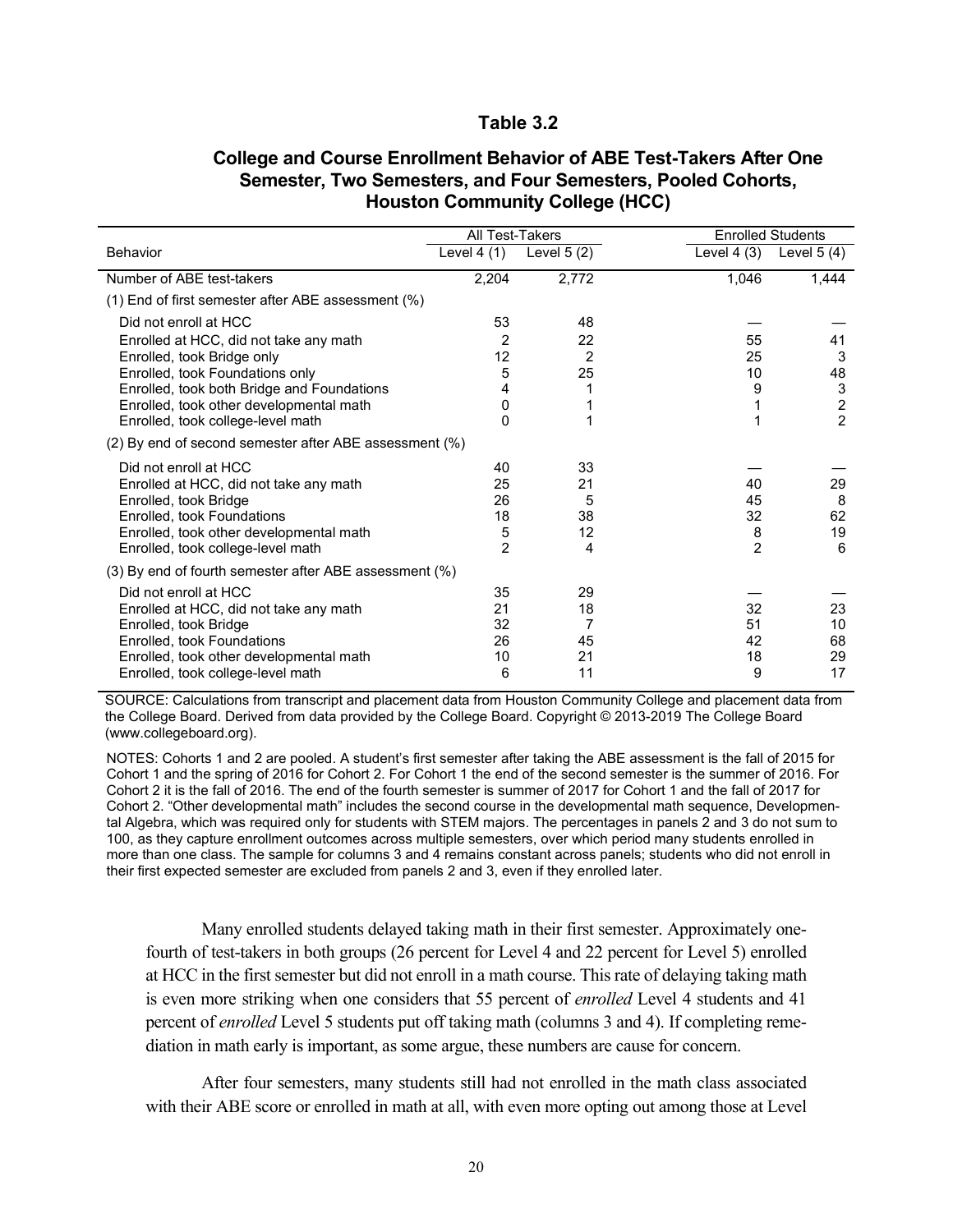**Table 3.2**

**College and Course Enrollment Behavior of ABE Test-Takers After One Semester, Two Semesters, and Four Semesters, Pooled Cohorts, Houston Community College (HCC)**

| | All Test-Takers | | Enrolled Students | |
|---|---|---|---|---|
| Behavior | Level 4 (1) | Level 5 (2) | Level 4 (3) | Level 5 (4) |
| Number of ABE test-takers | 2,204 | 2,772 | 1,046 | 1,444 |
| (1) End of first semester after ABE assessment (%) | | | | |
| Did not enroll at HCC | 53 | 48 | — | — |
| Enrolled at HCC, did not take any math | 2 | 22 | 55 | 41 |
| Enrolled, took Bridge only | 12 | 2 | 25 | 3 |
| Enrolled, took Foundations only | 5 | 25 | 10 | 48 |
| Enrolled, took both Bridge and Foundations | 4 | 1 | 9 | 3 |
| Enrolled, took other developmental math | 0 | 1 | 1 | 2 |
| Enrolled, took college-level math | 0 | 1 | 1 | 2 |
| (2) By end of second semester after ABE assessment (%) | | | | |
| Did not enroll at HCC | 40 | 33 | — | — |
| Enrolled at HCC, did not take any math | 25 | 21 | 40 | 29 |
| Enrolled, took Bridge | 26 | 5 | 45 | 8 |
| Enrolled, took Foundations | 18 | 38 | 32 | 62 |
| Enrolled, took other developmental math | 5 | 12 | 8 | 19 |
| Enrolled, took college-level math | 2 | 4 | 2 | 6 |
| (3) By end of fourth semester after ABE assessment (%) | | | | |
| Did not enroll at HCC | 35 | 29 | — | — |
| Enrolled at HCC, did not take any math | 21 | 18 | 32 | 23 |
| Enrolled, took Bridge | 32 | 7 | 51 | 10 |
| Enrolled, took Foundations | 26 | 45 | 42 | 68 |
| Enrolled, took other developmental math | 10 | 21 | 18 | 29 |
| Enrolled, took college-level math | 6 | 11 | 9 | 17 |

SOURCE: Calculations from transcript and placement data from Houston Community College and placement data from the College Board. Derived from data provided by the College Board. Copyright © 2013-2019 The College Board (www.collegeboard.org).

NOTES: Cohorts 1 and 2 are pooled. A student's first semester after taking the ABE assessment is the fall of 2015 for Cohort 1 and the spring of 2016 for Cohort 2. For Cohort 1 the end of the second semester is the summer of 2016. For Cohort 2 it is the fall of 2016. The end of the fourth semester is summer of 2017 for Cohort 1 and the fall of 2017 for Cohort 2. "Other developmental math" includes the second course in the developmental math sequence, Developmental Algebra, which was required only for students with STEM majors. The percentages in panels 2 and 3 do not sum to 100, as they capture enrollment outcomes across multiple semesters, over which period many students enrolled in more than one class. The sample for columns 3 and 4 remains constant across panels; students who did not enroll in their first expected semester are excluded from panels 2 and 3, even if they enrolled later.

Many enrolled students delayed taking math in their first semester. Approximately one-fourth of test-takers in both groups (26 percent for Level 4 and 22 percent for Level 5) enrolled at HCC in the first semester but did not enroll in a math course. This rate of delaying taking math is even more striking when one considers that 55 percent of *enrolled* Level 4 students and 41 percent of *enrolled* Level 5 students put off taking math (columns 3 and 4). If completing remediation in math early is important, as some argue, these numbers are cause for concern.

After four semesters, many students still had not enrolled in the math class associated with their ABE score or enrolled in math at all, with even more opting out among those at Level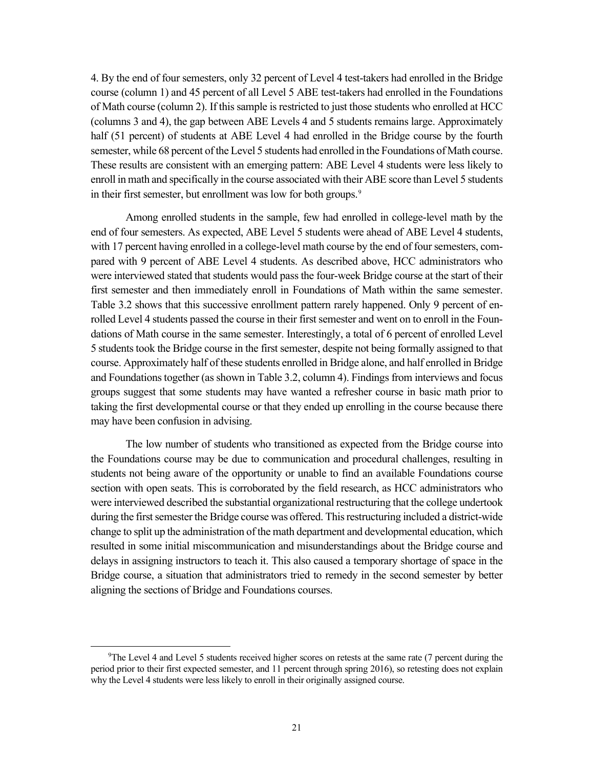4. By the end of four semesters, only 32 percent of Level 4 test-takers had enrolled in the Bridge course (column 1) and 45 percent of all Level 5 ABE test-takers had enrolled in the Foundations of Math course (column 2). If this sample is restricted to just those students who enrolled at HCC (columns 3 and 4), the gap between ABE Levels 4 and 5 students remains large. Approximately half (51 percent) of students at ABE Level 4 had enrolled in the Bridge course by the fourth semester, while 68 percent of the Level 5 students had enrolled in the Foundations of Math course. These results are consistent with an emerging pattern: ABE Level 4 students were less likely to enroll in math and specifically in the course associated with their ABE score than Level 5 students in their first semester, but enrollment was low for both groups.[9]

Among enrolled students in the sample, few had enrolled in college-level math by the end of four semesters. As expected, ABE Level 5 students were ahead of ABE Level 4 students, with 17 percent having enrolled in a college-level math course by the end of four semesters, compared with 9 percent of ABE Level 4 students. As described above, HCC administrators who were interviewed stated that students would pass the four-week Bridge course at the start of their first semester and then immediately enroll in Foundations of Math within the same semester. Table 3.2 shows that this successive enrollment pattern rarely happened. Only 9 percent of enrolled Level 4 students passed the course in their first semester and went on to enroll in the Foundations of Math course in the same semester. Interestingly, a total of 6 percent of enrolled Level 5 students took the Bridge course in the first semester, despite not being formally assigned to that course. Approximately half of these students enrolled in Bridge alone, and half enrolled in Bridge and Foundations together (as shown in Table 3.2, column 4). Findings from interviews and focus groups suggest that some students may have wanted a refresher course in basic math prior to taking the first developmental course or that they ended up enrolling in the course because there may have been confusion in advising.

The low number of students who transitioned as expected from the Bridge course into the Foundations course may be due to communication and procedural challenges, resulting in students not being aware of the opportunity or unable to find an available Foundations course section with open seats. This is corroborated by the field research, as HCC administrators who were interviewed described the substantial organizational restructuring that the college undertook during the first semester the Bridge course was offered. This restructuring included a district-wide change to split up the administration of the math department and developmental education, which resulted in some initial miscommunication and misunderstandings about the Bridge course and delays in assigning instructors to teach it. This also caused a temporary shortage of space in the Bridge course, a situation that administrators tried to remedy in the second semester by better aligning the sections of Bridge and Foundations courses.

[9]The Level 4 and Level 5 students received higher scores on retests at the same rate (7 percent during the period prior to their first expected semester, and 11 percent through spring 2016), so retesting does not explain why the Level 4 students were less likely to enroll in their originally assigned course.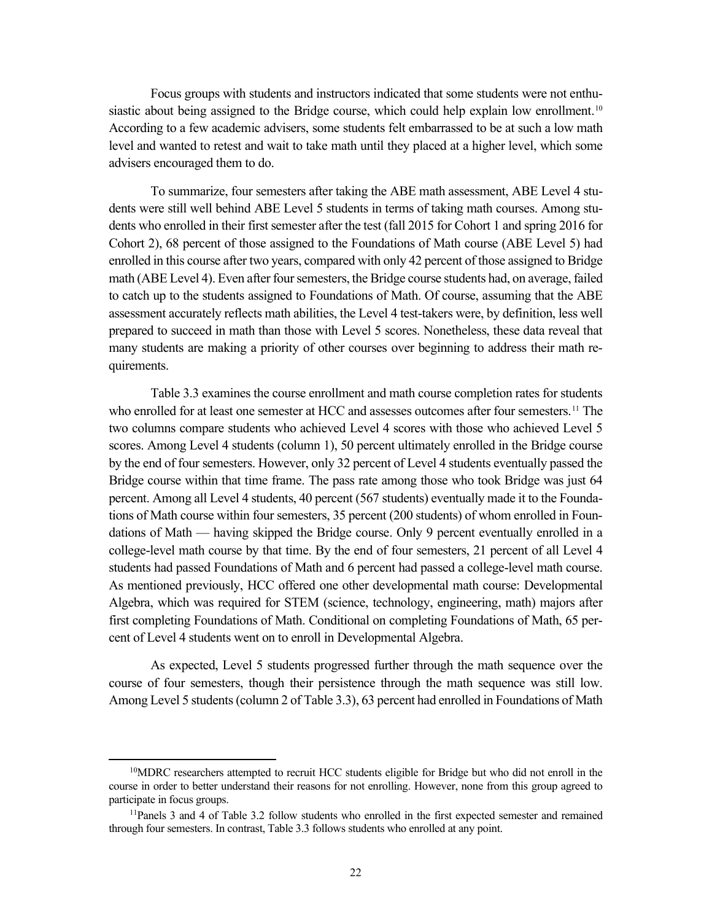Focus groups with students and instructors indicated that some students were not enthusiastic about being assigned to the Bridge course, which could help explain low enrollment.[10] According to a few academic advisers, some students felt embarrassed to be at such a low math level and wanted to retest and wait to take math until they placed at a higher level, which some advisers encouraged them to do.

To summarize, four semesters after taking the ABE math assessment, ABE Level 4 students were still well behind ABE Level 5 students in terms of taking math courses. Among students who enrolled in their first semester after the test (fall 2015 for Cohort 1 and spring 2016 for Cohort 2), 68 percent of those assigned to the Foundations of Math course (ABE Level 5) had enrolled in this course after two years, compared with only 42 percent of those assigned to Bridge math (ABE Level 4). Even after four semesters, the Bridge course students had, on average, failed to catch up to the students assigned to Foundations of Math. Of course, assuming that the ABE assessment accurately reflects math abilities, the Level 4 test-takers were, by definition, less well prepared to succeed in math than those with Level 5 scores. Nonetheless, these data reveal that many students are making a priority of other courses over beginning to address their math requirements.

Table 3.3 examines the course enrollment and math course completion rates for students who enrolled for at least one semester at HCC and assesses outcomes after four semesters.[11] The two columns compare students who achieved Level 4 scores with those who achieved Level 5 scores. Among Level 4 students (column 1), 50 percent ultimately enrolled in the Bridge course by the end of four semesters. However, only 32 percent of Level 4 students eventually passed the Bridge course within that time frame. The pass rate among those who took Bridge was just 64 percent. Among all Level 4 students, 40 percent (567 students) eventually made it to the Foundations of Math course within four semesters, 35 percent (200 students) of whom enrolled in Foundations of Math — having skipped the Bridge course. Only 9 percent eventually enrolled in a college-level math course by that time. By the end of four semesters, 21 percent of all Level 4 students had passed Foundations of Math and 6 percent had passed a college-level math course. As mentioned previously, HCC offered one other developmental math course: Developmental Algebra, which was required for STEM (science, technology, engineering, math) majors after first completing Foundations of Math. Conditional on completing Foundations of Math, 65 percent of Level 4 students went on to enroll in Developmental Algebra.

As expected, Level 5 students progressed further through the math sequence over the course of four semesters, though their persistence through the math sequence was still low. Among Level 5 students (column 2 of Table 3.3), 63 percent had enrolled in Foundations of Math

---

[10] MDRC researchers attempted to recruit HCC students eligible for Bridge but who did not enroll in the course in order to better understand their reasons for not enrolling. However, none from this group agreed to participate in focus groups.

[11] Panels 3 and 4 of Table 3.2 follow students who enrolled in the first expected semester and remained through four semesters. In contrast, Table 3.3 follows students who enrolled at any point.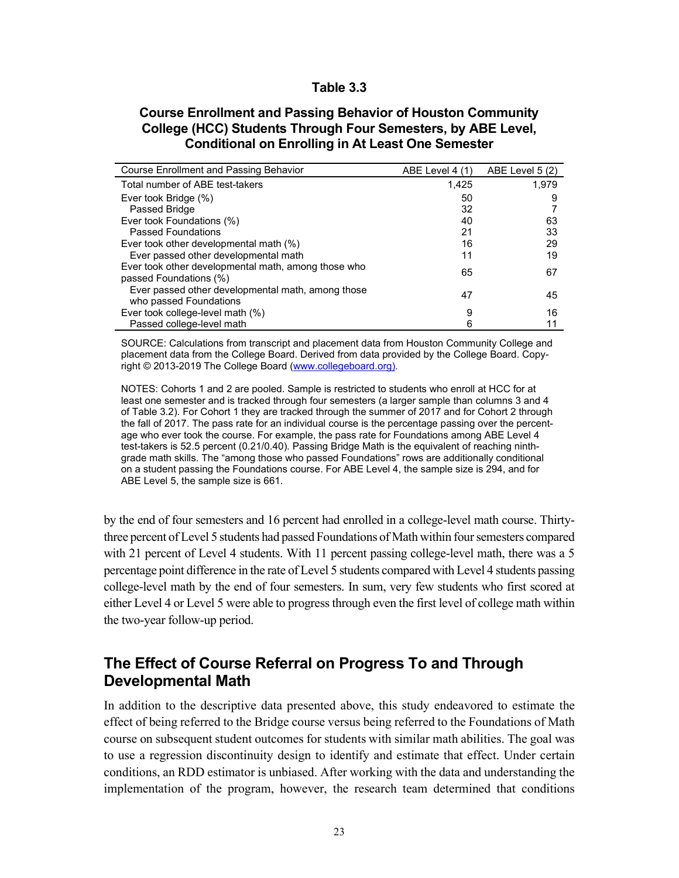**Table 3.3**

**Course Enrollment and Passing Behavior of Houston Community College (HCC) Students Through Four Semesters, by ABE Level, Conditional on Enrolling in At Least One Semester**

| Course Enrollment and Passing Behavior | ABE Level 4 (1) | ABE Level 5 (2) |
|---|---|---|
| Total number of ABE test-takers | 1,425 | 1,979 |
| Ever took Bridge (%) | 50 | 9 |
| Passed Bridge | 32 | 7 |
| Ever took Foundations (%) | 40 | 63 |
| Passed Foundations | 21 | 33 |
| Ever took other developmental math (%) | 16 | 29 |
| Ever passed other developmental math | 11 | 19 |
| Ever took other developmental math, among those who passed Foundations (%) | 65 | 67 |
| Ever passed other developmental math, among those who passed Foundations | 47 | 45 |
| Ever took college-level math (%) | 9 | 16 |
| Passed college-level math | 6 | 11 |

SOURCE: Calculations from transcript and placement data from Houston Community College and placement data from the College Board. Derived from data provided by the College Board. Copyright © 2013-2019 The College Board (www.collegeboard.org).

NOTES: Cohorts 1 and 2 are pooled. Sample is restricted to students who enroll at HCC for at least one semester and is tracked through four semesters (a larger sample than columns 3 and 4 of Table 3.2). For Cohort 1 they are tracked through the summer of 2017 and for Cohort 2 through the fall of 2017. The pass rate for an individual course is the percentage passing over the percentage who ever took the course. For example, the pass rate for Foundations among ABE Level 4 test-takers is 52.5 percent (0.21/0.40). Passing Bridge Math is the equivalent of reaching ninth-grade math skills. The "among those who passed Foundations" rows are additionally conditional on a student passing the Foundations course. For ABE Level 4, the sample size is 294, and for ABE Level 5, the sample size is 661.

by the end of four semesters and 16 percent had enrolled in a college-level math course. Thirty-three percent of Level 5 students had passed Foundations of Math within four semesters compared with 21 percent of Level 4 students. With 11 percent passing college-level math, there was a 5 percentage point difference in the rate of Level 5 students compared with Level 4 students passing college-level math by the end of four semesters. In sum, very few students who first scored at either Level 4 or Level 5 were able to progress through even the first level of college math within the two-year follow-up period.

## The Effect of Course Referral on Progress To and Through Developmental Math

In addition to the descriptive data presented above, this study endeavored to estimate the effect of being referred to the Bridge course versus being referred to the Foundations of Math course on subsequent student outcomes for students with similar math abilities. The goal was to use a regression discontinuity design to identify and estimate that effect. Under certain conditions, an RDD estimator is unbiased. After working with the data and understanding the implementation of the program, however, the research team determined that conditions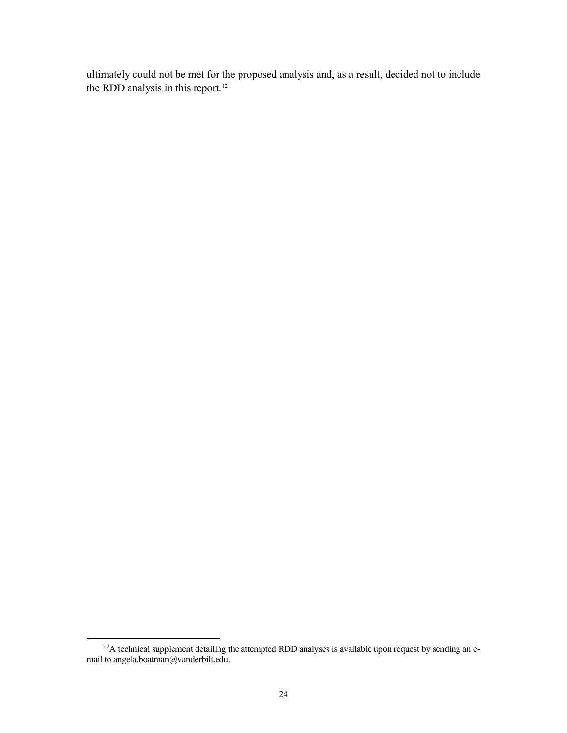ultimately could not be met for the proposed analysis and, as a result, decided not to include the RDD analysis in this report.[12]

---

[12] A technical supplement detailing the attempted RDD analyses is available upon request by sending an e-mail to angela.boatman@vanderbilt.edu.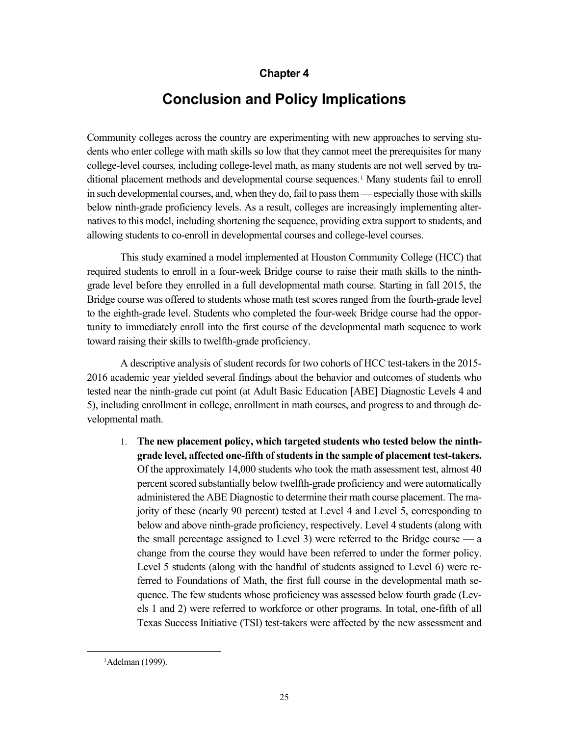**Chapter 4**

# Conclusion and Policy Implications

Community colleges across the country are experimenting with new approaches to serving students who enter college with math skills so low that they cannot meet the prerequisites for many college-level courses, including college-level math, as many students are not well served by traditional placement methods and developmental course sequences.[1] Many students fail to enroll in such developmental courses, and, when they do, fail to pass them — especially those with skills below ninth-grade proficiency levels. As a result, colleges are increasingly implementing alternatives to this model, including shortening the sequence, providing extra support to students, and allowing students to co-enroll in developmental courses and college-level courses.

This study examined a model implemented at Houston Community College (HCC) that required students to enroll in a four-week Bridge course to raise their math skills to the ninth-grade level before they enrolled in a full developmental math course. Starting in fall 2015, the Bridge course was offered to students whose math test scores ranged from the fourth-grade level to the eighth-grade level. Students who completed the four-week Bridge course had the opportunity to immediately enroll into the first course of the developmental math sequence to work toward raising their skills to twelfth-grade proficiency.

A descriptive analysis of student records for two cohorts of HCC test-takers in the 2015-2016 academic year yielded several findings about the behavior and outcomes of students who tested near the ninth-grade cut point (at Adult Basic Education [ABE] Diagnostic Levels 4 and 5), including enrollment in college, enrollment in math courses, and progress to and through developmental math.

1. **The new placement policy, which targeted students who tested below the ninth-grade level, affected one-fifth of students in the sample of placement test-takers.** Of the approximately 14,000 students who took the math assessment test, almost 40 percent scored substantially below twelfth-grade proficiency and were automatically administered the ABE Diagnostic to determine their math course placement. The majority of these (nearly 90 percent) tested at Level 4 and Level 5, corresponding to below and above ninth-grade proficiency, respectively. Level 4 students (along with the small percentage assigned to Level 3) were referred to the Bridge course — a change from the course they would have been referred to under the former policy. Level 5 students (along with the handful of students assigned to Level 6) were referred to Foundations of Math, the first full course in the developmental math sequence. The few students whose proficiency was assessed below fourth grade (Levels 1 and 2) were referred to workforce or other programs. In total, one-fifth of all Texas Success Initiative (TSI) test-takers were affected by the new assessment and

[1] Adelman (1999).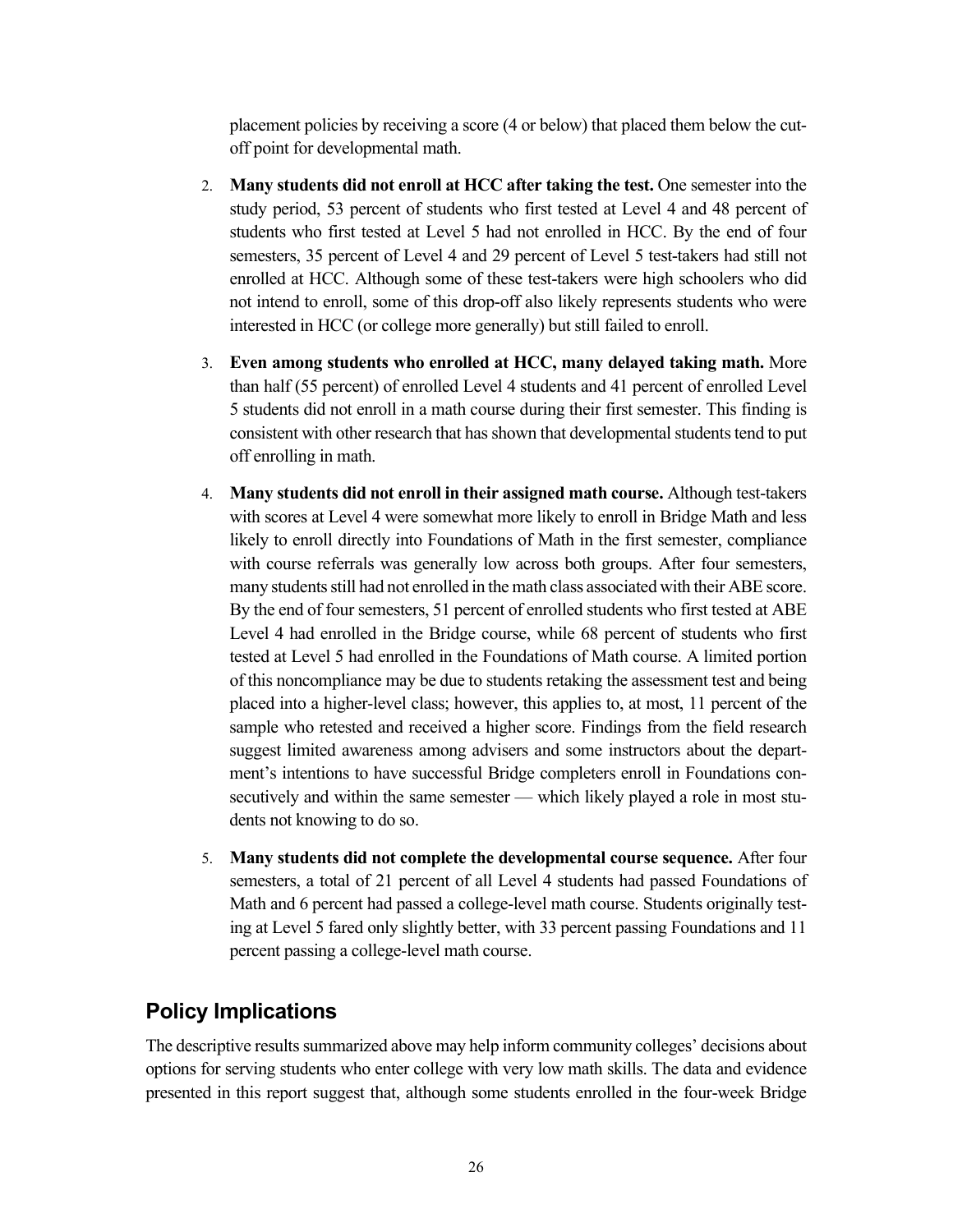placement policies by receiving a score (4 or below) that placed them below the cut-off point for developmental math.

2. **Many students did not enroll at HCC after taking the test.** One semester into the study period, 53 percent of students who first tested at Level 4 and 48 percent of students who first tested at Level 5 had not enrolled in HCC. By the end of four semesters, 35 percent of Level 4 and 29 percent of Level 5 test-takers had still not enrolled at HCC. Although some of these test-takers were high schoolers who did not intend to enroll, some of this drop-off also likely represents students who were interested in HCC (or college more generally) but still failed to enroll.

3. **Even among students who enrolled at HCC, many delayed taking math.** More than half (55 percent) of enrolled Level 4 students and 41 percent of enrolled Level 5 students did not enroll in a math course during their first semester. This finding is consistent with other research that has shown that developmental students tend to put off enrolling in math.

4. **Many students did not enroll in their assigned math course.** Although test-takers with scores at Level 4 were somewhat more likely to enroll in Bridge Math and less likely to enroll directly into Foundations of Math in the first semester, compliance with course referrals was generally low across both groups. After four semesters, many students still had not enrolled in the math class associated with their ABE score. By the end of four semesters, 51 percent of enrolled students who first tested at ABE Level 4 had enrolled in the Bridge course, while 68 percent of students who first tested at Level 5 had enrolled in the Foundations of Math course. A limited portion of this noncompliance may be due to students retaking the assessment test and being placed into a higher-level class; however, this applies to, at most, 11 percent of the sample who retested and received a higher score. Findings from the field research suggest limited awareness among advisers and some instructors about the department's intentions to have successful Bridge completers enroll in Foundations consecutively and within the same semester — which likely played a role in most students not knowing to do so.

5. **Many students did not complete the developmental course sequence.** After four semesters, a total of 21 percent of all Level 4 students had passed Foundations of Math and 6 percent had passed a college-level math course. Students originally testing at Level 5 fared only slightly better, with 33 percent passing Foundations and 11 percent passing a college-level math course.

## Policy Implications

The descriptive results summarized above may help inform community colleges' decisions about options for serving students who enter college with very low math skills. The data and evidence presented in this report suggest that, although some students enrolled in the four-week Bridge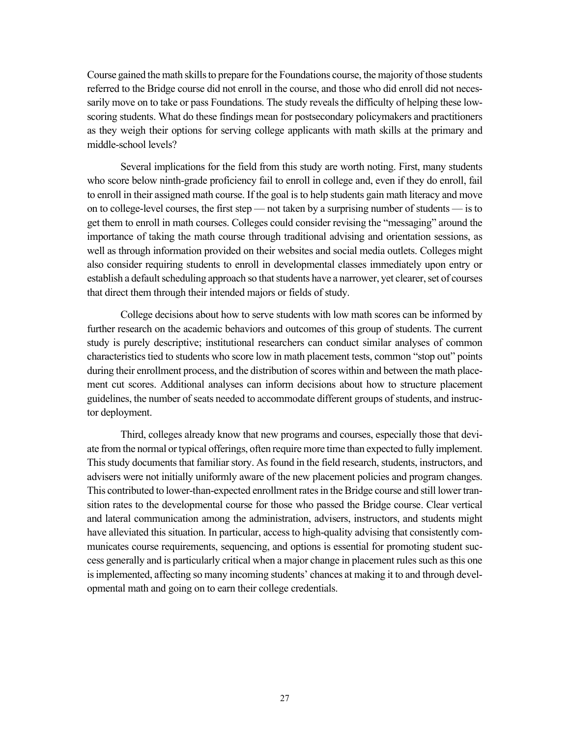Course gained the math skills to prepare for the Foundations course, the majority of those students referred to the Bridge course did not enroll in the course, and those who did enroll did not necessarily move on to take or pass Foundations. The study reveals the difficulty of helping these low-scoring students. What do these findings mean for postsecondary policymakers and practitioners as they weigh their options for serving college applicants with math skills at the primary and middle-school levels?

Several implications for the field from this study are worth noting. First, many students who score below ninth-grade proficiency fail to enroll in college and, even if they do enroll, fail to enroll in their assigned math course. If the goal is to help students gain math literacy and move on to college-level courses, the first step — not taken by a surprising number of students — is to get them to enroll in math courses. Colleges could consider revising the "messaging" around the importance of taking the math course through traditional advising and orientation sessions, as well as through information provided on their websites and social media outlets. Colleges might also consider requiring students to enroll in developmental classes immediately upon entry or establish a default scheduling approach so that students have a narrower, yet clearer, set of courses that direct them through their intended majors or fields of study.

College decisions about how to serve students with low math scores can be informed by further research on the academic behaviors and outcomes of this group of students. The current study is purely descriptive; institutional researchers can conduct similar analyses of common characteristics tied to students who score low in math placement tests, common "stop out" points during their enrollment process, and the distribution of scores within and between the math placement cut scores. Additional analyses can inform decisions about how to structure placement guidelines, the number of seats needed to accommodate different groups of students, and instructor deployment.

Third, colleges already know that new programs and courses, especially those that deviate from the normal or typical offerings, often require more time than expected to fully implement. This study documents that familiar story. As found in the field research, students, instructors, and advisers were not initially uniformly aware of the new placement policies and program changes. This contributed to lower-than-expected enrollment rates in the Bridge course and still lower transition rates to the developmental course for those who passed the Bridge course. Clear vertical and lateral communication among the administration, advisers, instructors, and students might have alleviated this situation. In particular, access to high-quality advising that consistently communicates course requirements, sequencing, and options is essential for promoting student success generally and is particularly critical when a major change in placement rules such as this one is implemented, affecting so many incoming students' chances at making it to and through developmental math and going on to earn their college credentials.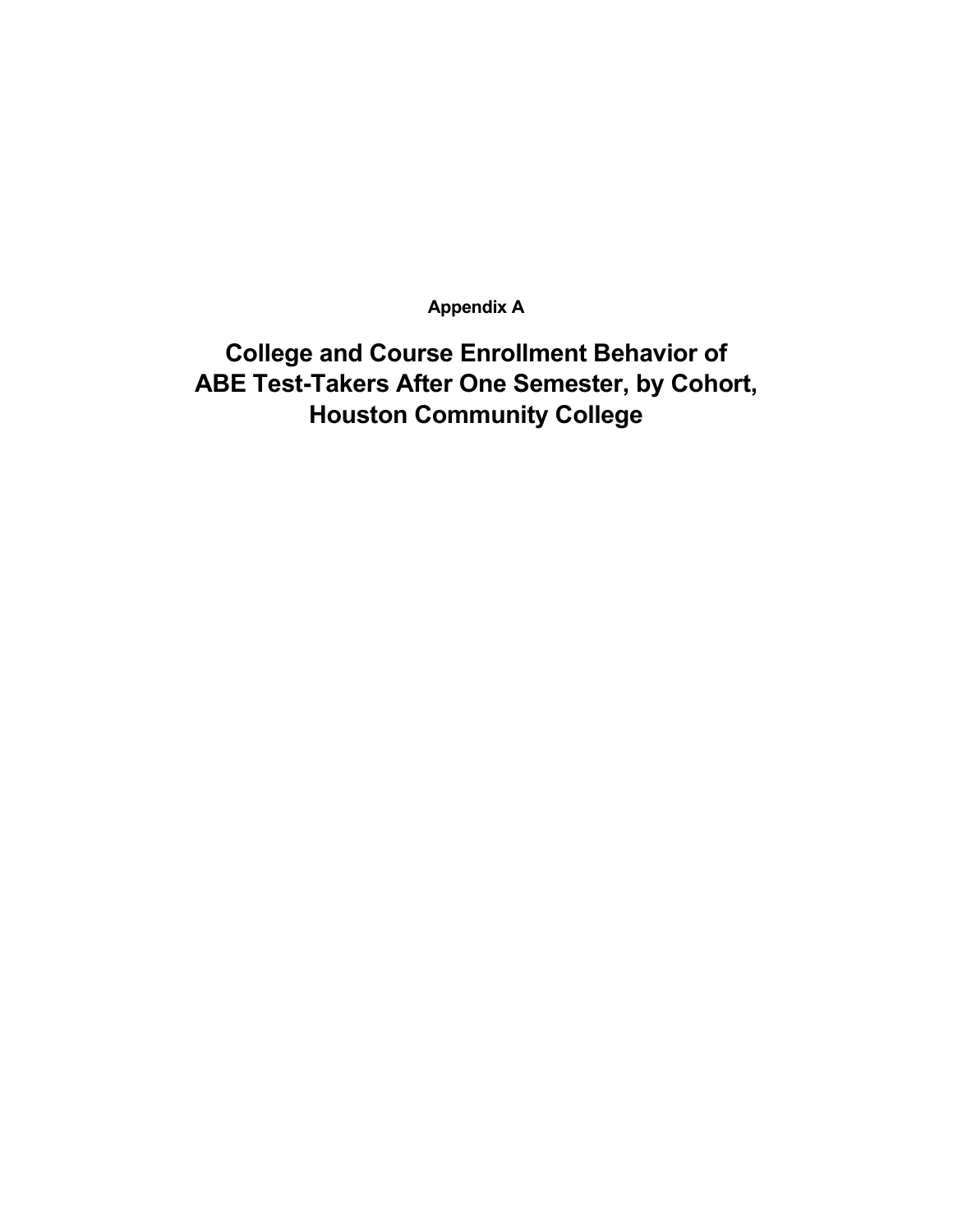**Appendix A**

# College and Course Enrollment Behavior of ABE Test-Takers After One Semester, by Cohort, Houston Community College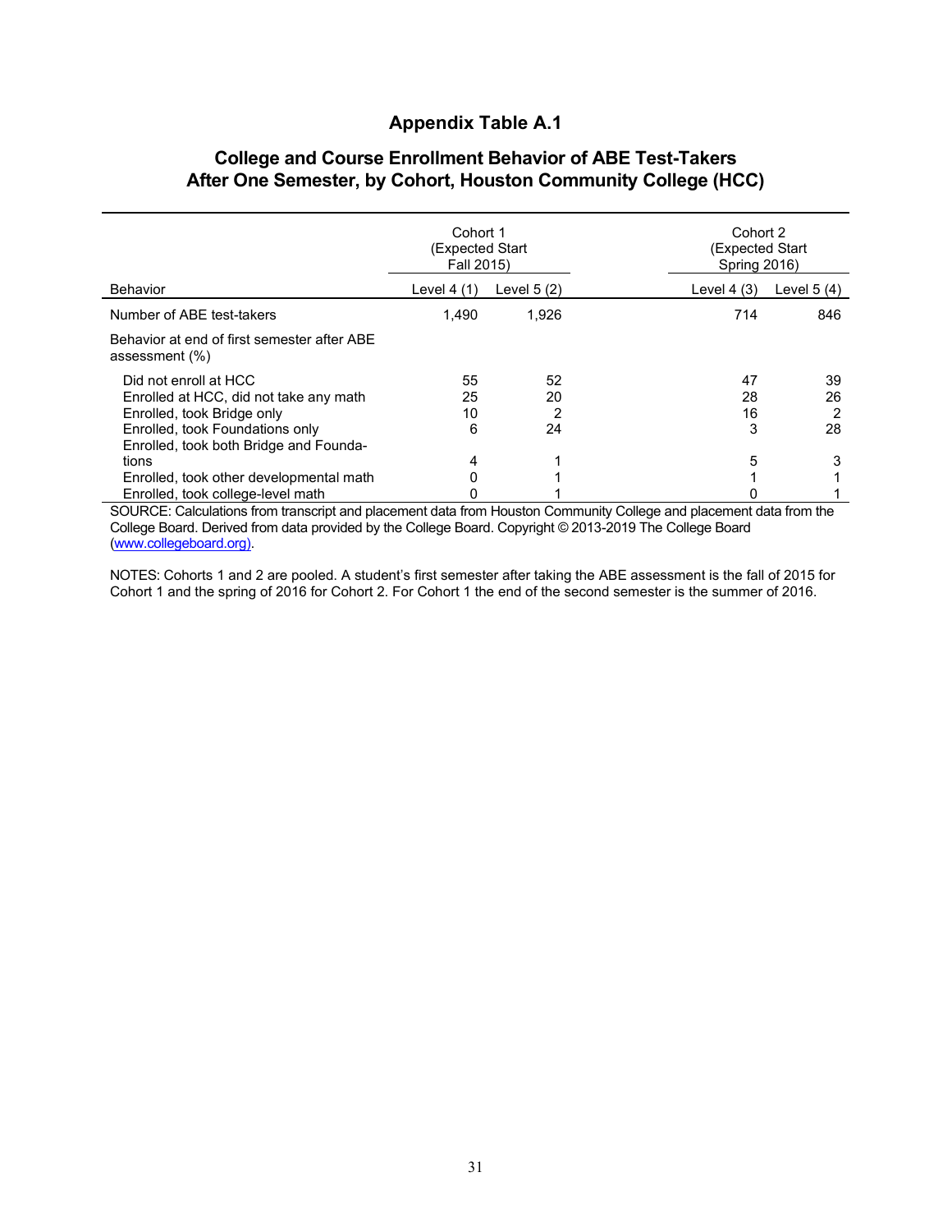## Appendix Table A.1

## College and Course Enrollment Behavior of ABE Test-Takers After One Semester, by Cohort, Houston Community College (HCC)

| | Cohort 1 (Expected Start Fall 2015) | | Cohort 2 (Expected Start Spring 2016) | |
|---|---|---|---|---|
| Behavior | Level 4 (1) | Level 5 (2) | Level 4 (3) | Level 5 (4) |
| Number of ABE test-takers | 1,490 | 1,926 | 714 | 846 |
| Behavior at end of first semester after ABE assessment (%) | | | | |
| Did not enroll at HCC | 55 | 52 | 47 | 39 |
| Enrolled at HCC, did not take any math | 25 | 20 | 28 | 26 |
| Enrolled, took Bridge only | 10 | 2 | 16 | 2 |
| Enrolled, took Foundations only | 6 | 24 | 3 | 28 |
| Enrolled, took both Bridge and Foundations | 4 | 1 | 5 | 3 |
| Enrolled, took other developmental math | 0 | 1 | 1 | 1 |
| Enrolled, took college-level math | 0 | 1 | 0 | 1 |

SOURCE: Calculations from transcript and placement data from Houston Community College and placement data from the College Board. Derived from data provided by the College Board. Copyright © 2013-2019 The College Board (www.collegeboard.org).

NOTES: Cohorts 1 and 2 are pooled. A student's first semester after taking the ABE assessment is the fall of 2015 for Cohort 1 and the spring of 2016 for Cohort 2. For Cohort 1 the end of the second semester is the summer of 2016.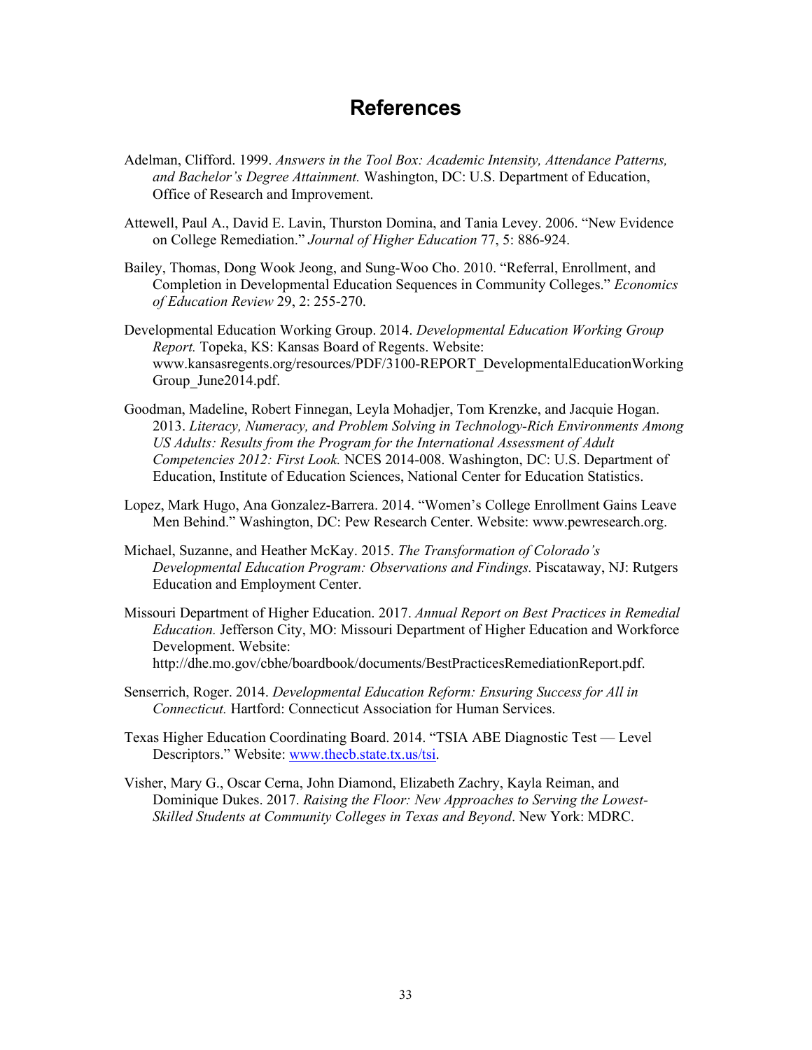# References

Adelman, Clifford. 1999. *Answers in the Tool Box: Academic Intensity, Attendance Patterns, and Bachelor's Degree Attainment.* Washington, DC: U.S. Department of Education, Office of Research and Improvement.

Attewell, Paul A., David E. Lavin, Thurston Domina, and Tania Levey. 2006. "New Evidence on College Remediation." *Journal of Higher Education* 77, 5: 886-924.

Bailey, Thomas, Dong Wook Jeong, and Sung-Woo Cho. 2010. "Referral, Enrollment, and Completion in Developmental Education Sequences in Community Colleges." *Economics of Education Review* 29, 2: 255-270.

Developmental Education Working Group. 2014. *Developmental Education Working Group Report.* Topeka, KS: Kansas Board of Regents. Website: www.kansasregents.org/resources/PDF/3100-REPORT_DevelopmentalEducationWorkingGroup_June2014.pdf.

Goodman, Madeline, Robert Finnegan, Leyla Mohadjer, Tom Krenzke, and Jacquie Hogan. 2013. *Literacy, Numeracy, and Problem Solving in Technology-Rich Environments Among US Adults: Results from the Program for the International Assessment of Adult Competencies 2012: First Look.* NCES 2014-008. Washington, DC: U.S. Department of Education, Institute of Education Sciences, National Center for Education Statistics.

Lopez, Mark Hugo, Ana Gonzalez-Barrera. 2014. "Women's College Enrollment Gains Leave Men Behind." Washington, DC: Pew Research Center. Website: www.pewresearch.org.

Michael, Suzanne, and Heather McKay. 2015. *The Transformation of Colorado's Developmental Education Program: Observations and Findings.* Piscataway, NJ: Rutgers Education and Employment Center.

Missouri Department of Higher Education. 2017. *Annual Report on Best Practices in Remedial Education.* Jefferson City, MO: Missouri Department of Higher Education and Workforce Development. Website: http://dhe.mo.gov/cbhe/boardbook/documents/BestPracticesRemediationReport.pdf.

Senserrich, Roger. 2014. *Developmental Education Reform: Ensuring Success for All in Connecticut.* Hartford: Connecticut Association for Human Services.

Texas Higher Education Coordinating Board. 2014. "TSIA ABE Diagnostic Test — Level Descriptors." Website: www.thecb.state.tx.us/tsi.

Visher, Mary G., Oscar Cerna, John Diamond, Elizabeth Zachry, Kayla Reiman, and Dominique Dukes. 2017. *Raising the Floor: New Approaches to Serving the Lowest-Skilled Students at Community Colleges in Texas and Beyond*. New York: MDRC.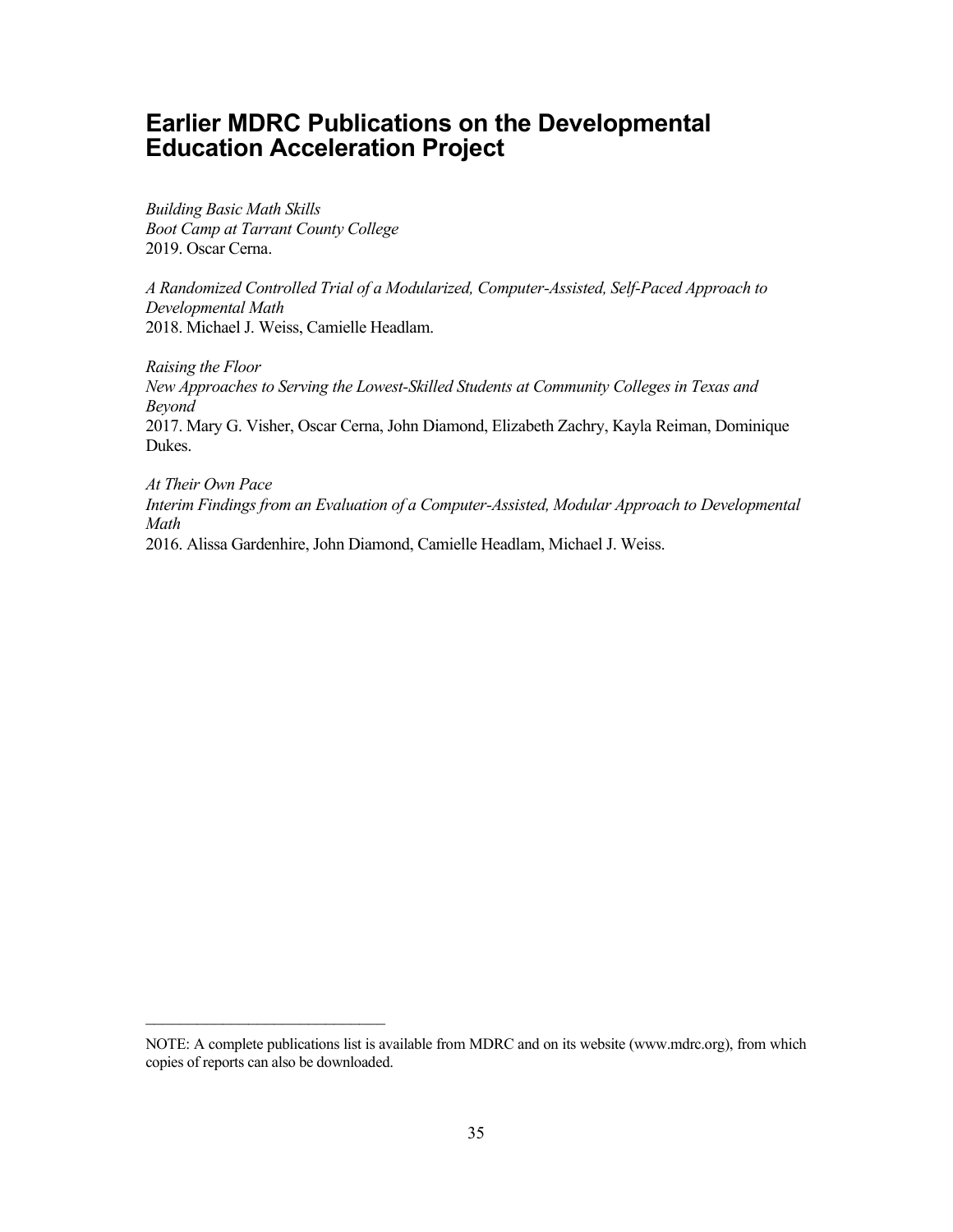# Earlier MDRC Publications on the Developmental Education Acceleration Project

*Building Basic Math Skills*
*Boot Camp at Tarrant County College*
2019. Oscar Cerna.

*A Randomized Controlled Trial of a Modularized, Computer-Assisted, Self-Paced Approach to Developmental Math*
2018. Michael J. Weiss, Camielle Headlam.

*Raising the Floor*
*New Approaches to Serving the Lowest-Skilled Students at Community Colleges in Texas and Beyond*
2017. Mary G. Visher, Oscar Cerna, John Diamond, Elizabeth Zachry, Kayla Reiman, Dominique Dukes.

*At Their Own Pace*
*Interim Findings from an Evaluation of a Computer-Assisted, Modular Approach to Developmental Math*
2016. Alissa Gardenhire, John Diamond, Camielle Headlam, Michael J. Weiss.

---

NOTE: A complete publications list is available from MDRC and on its website (www.mdrc.org), from which copies of reports can also be downloaded.